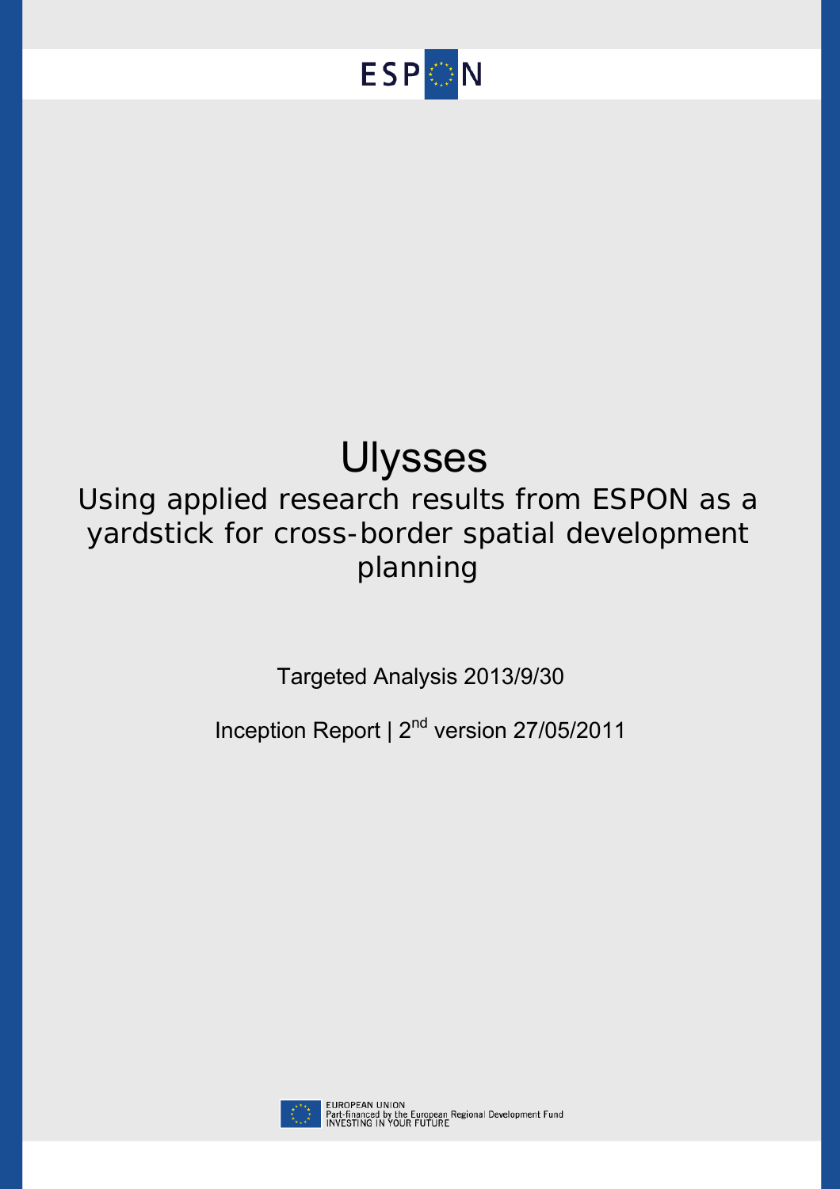ESPON

# Ulysses

## Using applied research results from ESPON as a yardstick for cross-border spatial development planning

Targeted Analysis 2013/9/30

Inception Report | 2nd version 27/05/2011

EUROPEAN UNION
Part-financed by the European Regional Development Fund
INVESTING IN YOUR FUTURE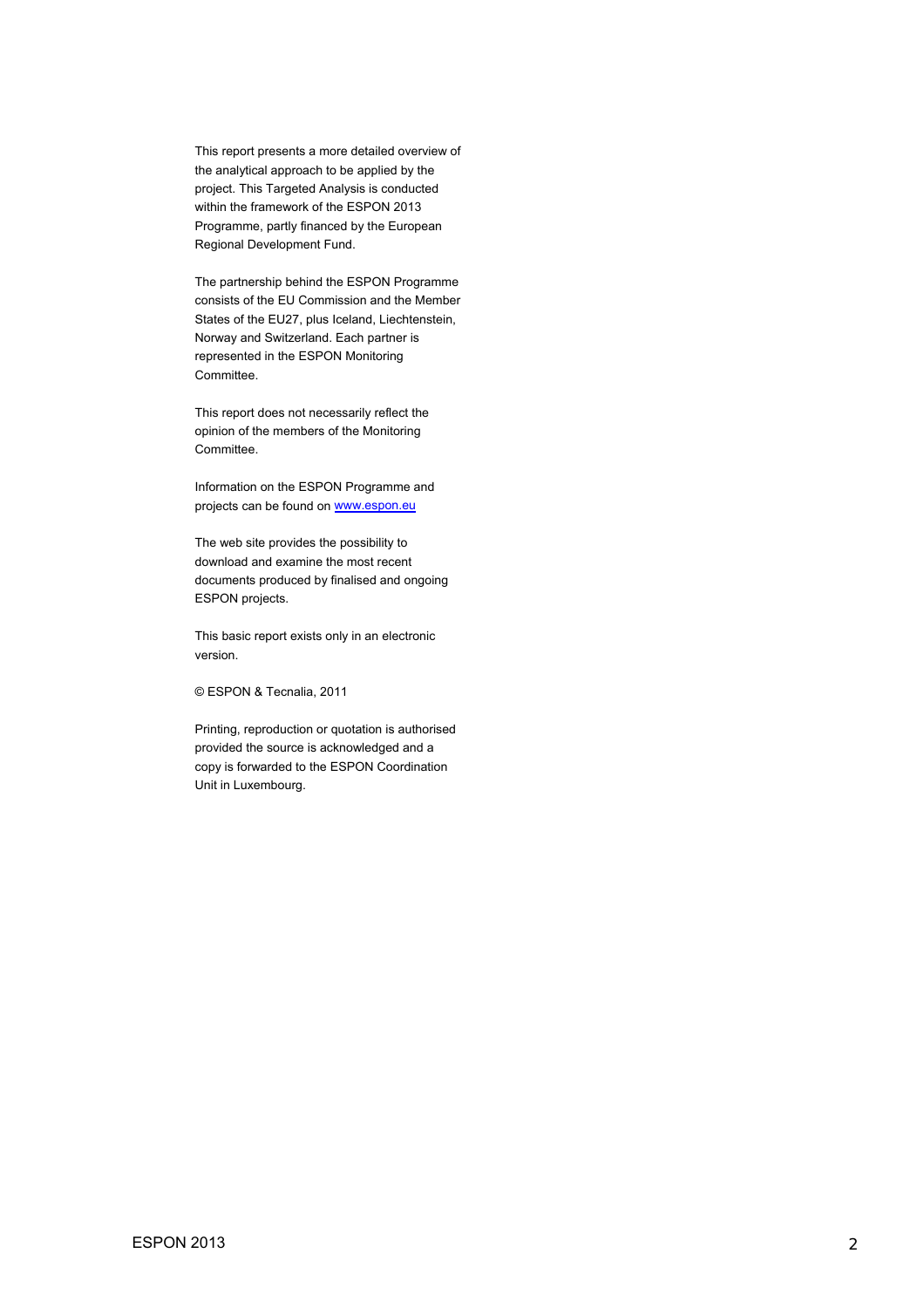This report presents a more detailed overview of the analytical approach to be applied by the project. This Targeted Analysis is conducted within the framework of the ESPON 2013 Programme, partly financed by the European Regional Development Fund.

The partnership behind the ESPON Programme consists of the EU Commission and the Member States of the EU27, plus Iceland, Liechtenstein, Norway and Switzerland. Each partner is represented in the ESPON Monitoring Committee.

This report does not necessarily reflect the opinion of the members of the Monitoring Committee.

Information on the ESPON Programme and projects can be found on [www.espon.eu](http://www.espon.eu)

The web site provides the possibility to download and examine the most recent documents produced by finalised and ongoing ESPON projects.

This basic report exists only in an electronic version.

© ESPON & Tecnalia, 2011

Printing, reproduction or quotation is authorised provided the source is acknowledged and a copy is forwarded to the ESPON Coordination Unit in Luxembourg.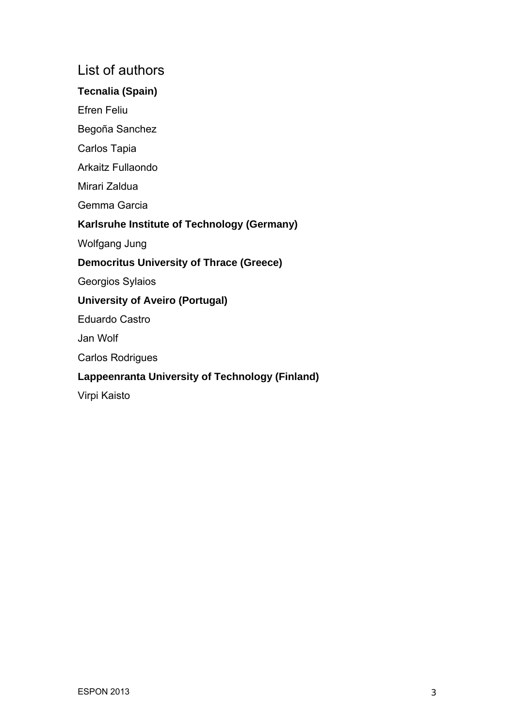# List of authors

**Tecnalia (Spain)**

Efren Feliu

Begoña Sanchez

Carlos Tapia

Arkaitz Fullaondo

Mirari Zaldua

Gemma Garcia

**Karlsruhe Institute of Technology (Germany)**

Wolfgang Jung

**Democritus University of Thrace (Greece)**

Georgios Sylaios

**University of Aveiro (Portugal)**

Eduardo Castro

Jan Wolf

Carlos Rodrigues

**Lappeenranta University of Technology (Finland)**

Virpi Kaisto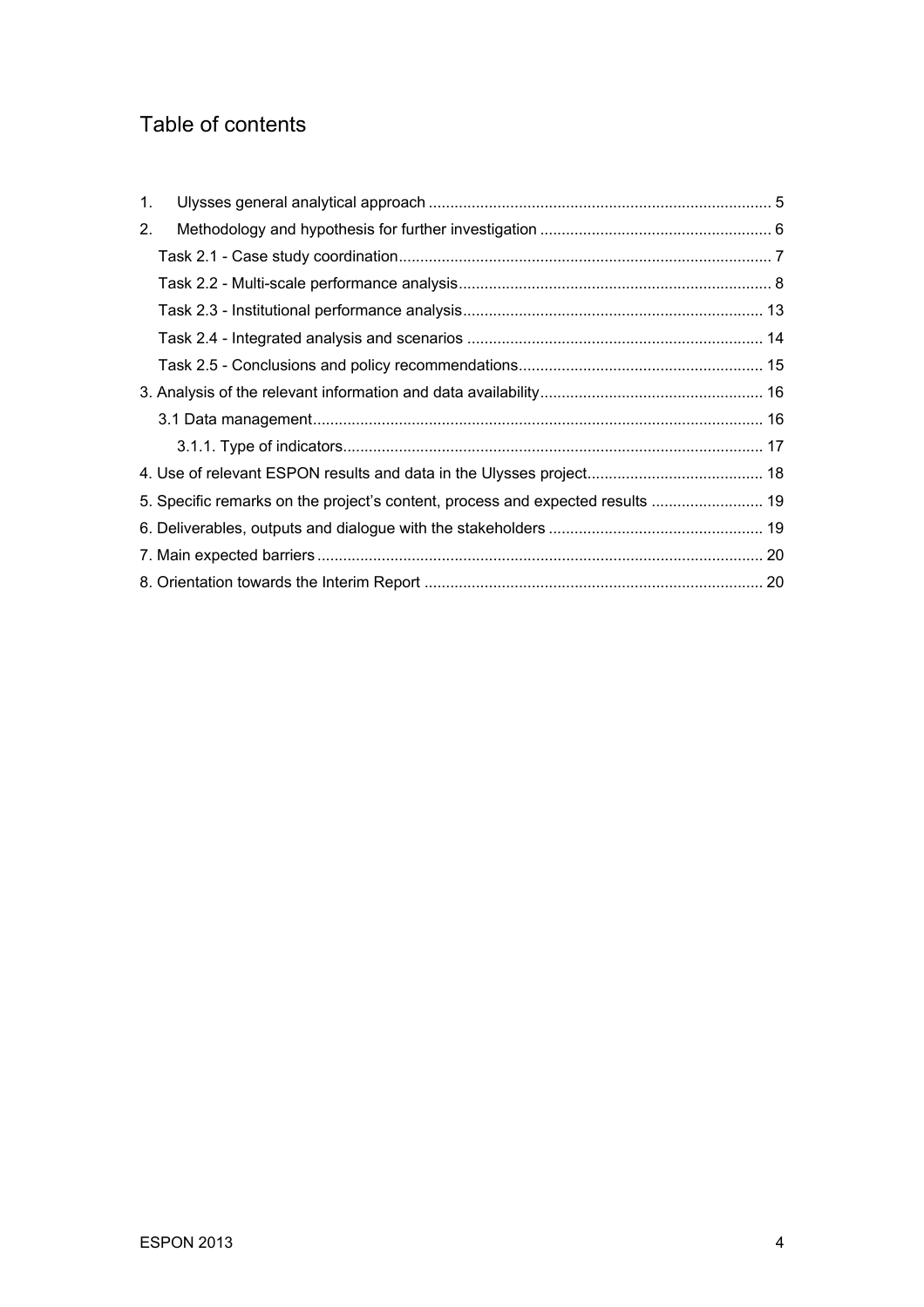# Table of contents

1. Ulysses general analytical approach ............................................................................... 5
2. Methodology and hypothesis for further investigation ..................................................... 6
   - Task 2.1 - Case study coordination...................................................................................... 7
   - Task 2.2 - Multi-scale performance analysis........................................................................ 8
   - Task 2.3 - Institutional performance analysis..................................................................... 13
   - Task 2.4 - Integrated analysis and scenarios .................................................................... 14
   - Task 2.5 - Conclusions and policy recommendations........................................................ 15

3. Analysis of the relevant information and data availability................................................... 16
   - 3.1 Data management....................................................................................................... 16
     - 3.1.1. Type of indicators................................................................................................. 17

4. Use of relevant ESPON results and data in the Ulysses project......................................... 18

5. Specific remarks on the project's content, process and expected results .......................... 19

6. Deliverables, outputs and dialogue with the stakeholders .................................................. 19

7. Main expected barriers ....................................................................................................... 20

8. Orientation towards the Interim Report .............................................................................. 20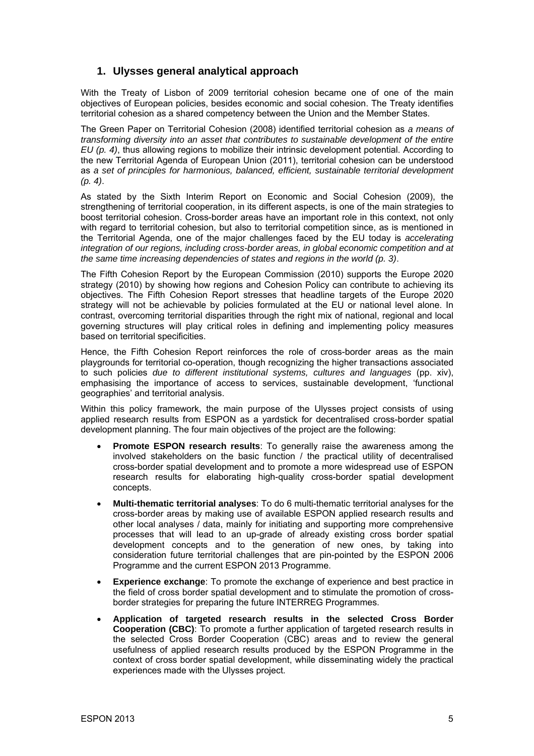## 1. Ulysses general analytical approach

With the Treaty of Lisbon of 2009 territorial cohesion became one of one of the main objectives of European policies, besides economic and social cohesion. The Treaty identifies territorial cohesion as a shared competency between the Union and the Member States.

The Green Paper on Territorial Cohesion (2008) identified territorial cohesion as *a means of transforming diversity into an asset that contributes to sustainable development of the entire EU (p. 4)*, thus allowing regions to mobilize their intrinsic development potential. According to the new Territorial Agenda of European Union (2011), territorial cohesion can be understood as *a set of principles for harmonious, balanced, efficient, sustainable territorial development (p. 4)*.

As stated by the Sixth Interim Report on Economic and Social Cohesion (2009), the strengthening of territorial cooperation, in its different aspects, is one of the main strategies to boost territorial cohesion. Cross-border areas have an important role in this context, not only with regard to territorial cohesion, but also to territorial competition since, as is mentioned in the Territorial Agenda, one of the major challenges faced by the EU today is *accelerating integration of our regions, including cross-border areas, in global economic competition and at the same time increasing dependencies of states and regions in the world (p. 3)*.

The Fifth Cohesion Report by the European Commission (2010) supports the Europe 2020 strategy (2010) by showing how regions and Cohesion Policy can contribute to achieving its objectives. The Fifth Cohesion Report stresses that headline targets of the Europe 2020 strategy will not be achievable by policies formulated at the EU or national level alone. In contrast, overcoming territorial disparities through the right mix of national, regional and local governing structures will play critical roles in defining and implementing policy measures based on territorial specificities.

Hence, the Fifth Cohesion Report reinforces the role of cross-border areas as the main playgrounds for territorial co-operation, though recognizing the higher transactions associated to such policies *due to different institutional systems, cultures and languages* (pp. xiv), emphasising the importance of access to services, sustainable development, 'functional geographies' and territorial analysis.

Within this policy framework, the main purpose of the Ulysses project consists of using applied research results from ESPON as a yardstick for decentralised cross-border spatial development planning. The four main objectives of the project are the following:

- **Promote ESPON research results**: To generally raise the awareness among the involved stakeholders on the basic function / the practical utility of decentralised cross-border spatial development and to promote a more widespread use of ESPON research results for elaborating high-quality cross-border spatial development concepts.
- **Multi-thematic territorial analyses**: To do 6 multi-thematic territorial analyses for the cross-border areas by making use of available ESPON applied research results and other local analyses / data, mainly for initiating and supporting more comprehensive processes that will lead to an up-grade of already existing cross border spatial development concepts and to the generation of new ones, by taking into consideration future territorial challenges that are pin-pointed by the ESPON 2006 Programme and the current ESPON 2013 Programme.
- **Experience exchange**: To promote the exchange of experience and best practice in the field of cross border spatial development and to stimulate the promotion of cross-border strategies for preparing the future INTERREG Programmes.
- **Application of targeted research results in the selected Cross Border Cooperation (CBC)**: To promote a further application of targeted research results in the selected Cross Border Cooperation (CBC) areas and to review the general usefulness of applied research results produced by the ESPON Programme in the context of cross border spatial development, while disseminating widely the practical experiences made with the Ulysses project.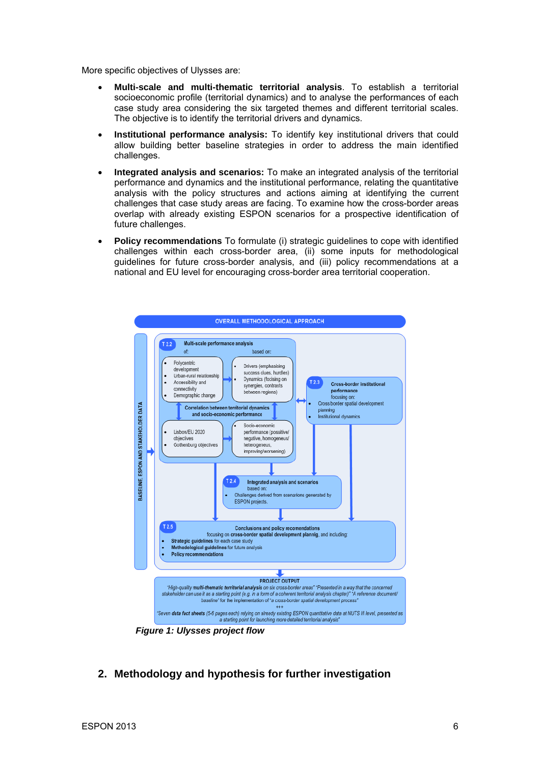More specific objectives of Ulysses are:

- **Multi-scale and multi-thematic territorial analysis**. To establish a territorial socioeconomic profile (territorial dynamics) and to analyse the performances of each case study area considering the six targeted themes and different territorial scales. The objective is to identify the territorial drivers and dynamics.
- **Institutional performance analysis:** To identify key institutional drivers that could allow building better baseline strategies in order to address the main identified challenges.
- **Integrated analysis and scenarios:** To make an integrated analysis of the territorial performance and dynamics and the institutional performance, relating the quantitative analysis with the policy structures and actions aiming at identifying the current challenges that case study areas are facing. To examine how the cross-border areas overlap with already existing ESPON scenarios for a prospective identification of future challenges.
- **Policy recommendations** To formulate (i) strategic guidelines to cope with identified challenges within each cross-border area, (ii) some inputs for methodological guidelines for future cross-border analysis, and (iii) policy recommendations at a national and EU level for encouraging cross-border area territorial cooperation.

OVERALL METHODOLOGICAL APPROACH

BASELINE: ESPON AND STAKEHOLDER DATA

T 2.2 Multi-scale performance analysis
of:
- Polycentric development
- Urban-rural relationship
- Accessibility and connectivity
- Demographic change

based on:
- Drivers (emphasising success clues, hurdles)
- Dynamics (focising on synergies, contrasts between regions)

Correlation between territorial dynamics and socio-economic performance

- Lisbon/EU 2020 objectives
- Gothenburg objectives

- Socio-economic performance (possitive/ negative, homogeneus/ heterogeneus, improving/worsening)

T 2.3 Cross-border institutional performance
focusing on:
- Cross border spatial development planning
- Institutional dynamics

T 2.4 Integrated analysis and scenarios
based on:
- Challenges derived from scenarios generated by ESPON projects.

T 2.5 Conclusions and policy recomendations
focusing on cross-border spatial development planig, and including:
- **Strategic guidelines** for each case study
- **Methodological guidelines** for future analysis
- **Policy recommendations**

PROJECT OUTPUT
"High-quality **multi-thematic territorial analysis** on six cross-border areas" "Presented in a way that the concerned stakeholder can use it as a starting point (e.g. in a form of a coherent territorial analysis chapter)" "A reference document/ baseline' for the implementation of "a cross-border spatial development process"
+++
"Seven **data fact sheets** (5-6 pages each) relying on already existing ESPON quantitative data at NUTS III level, presented as a starting point for launching more detailed territorial analysis"

*Figure 1: Ulysses project flow*

## 2. Methodology and hypothesis for further investigation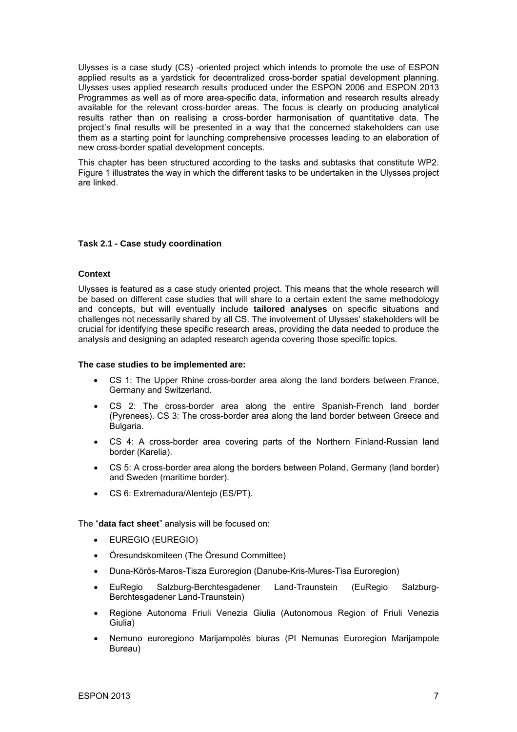Ulysses is a case study (CS) -oriented project which intends to promote the use of ESPON applied results as a yardstick for decentralized cross-border spatial development planning. Ulysses uses applied research results produced under the ESPON 2006 and ESPON 2013 Programmes as well as of more area-specific data, information and research results already available for the relevant cross-border areas. The focus is clearly on producing analytical results rather than on realising a cross-border harmonisation of quantitative data. The project's final results will be presented in a way that the concerned stakeholders can use them as a starting point for launching comprehensive processes leading to an elaboration of new cross-border spatial development concepts.

This chapter has been structured according to the tasks and subtasks that constitute WP2. Figure 1 illustrates the way in which the different tasks to be undertaken in the Ulysses project are linked.

#### Task 2.1 - Case study coordination

**Context**

Ulysses is featured as a case study oriented project. This means that the whole research will be based on different case studies that will share to a certain extent the same methodology and concepts, but will eventually include **tailored analyses** on specific situations and challenges not necessarily shared by all CS. The involvement of Ulysses' stakeholders will be crucial for identifying these specific research areas, providing the data needed to produce the analysis and designing an adapted research agenda covering those specific topics.

**The case studies to be implemented are:**

- CS 1: The Upper Rhine cross-border area along the land borders between France, Germany and Switzerland.
- CS 2: The cross-border area along the entire Spanish-French land border (Pyrenees). CS 3: The cross-border area along the land border between Greece and Bulgaria.
- CS 4: A cross-border area covering parts of the Northern Finland-Russian land border (Karelia).
- CS 5: A cross-border area along the borders between Poland, Germany (land border) and Sweden (maritime border).
- CS 6: Extremadura/Alentejo (ES/PT).

The "**data fact sheet**" analysis will be focused on:

- EUREGIO (EUREGIO)
- Öresundskomiteen (The Öresund Committee)
- Duna-Körös-Maros-Tisza Euroregion (Danube-Kris-Mures-Tisa Euroregion)
- EuRegio Salzburg-Berchtesgadener Land-Traunstein (EuRegio Salzburg-Berchtesgadener Land-Traunstein)
- Regione Autonoma Friuli Venezia Giulia (Autonomous Region of Friuli Venezia Giulia)
- Nemuno euroregiono Marijampolės biuras (PI Nemunas Euroregion Marijampole Bureau)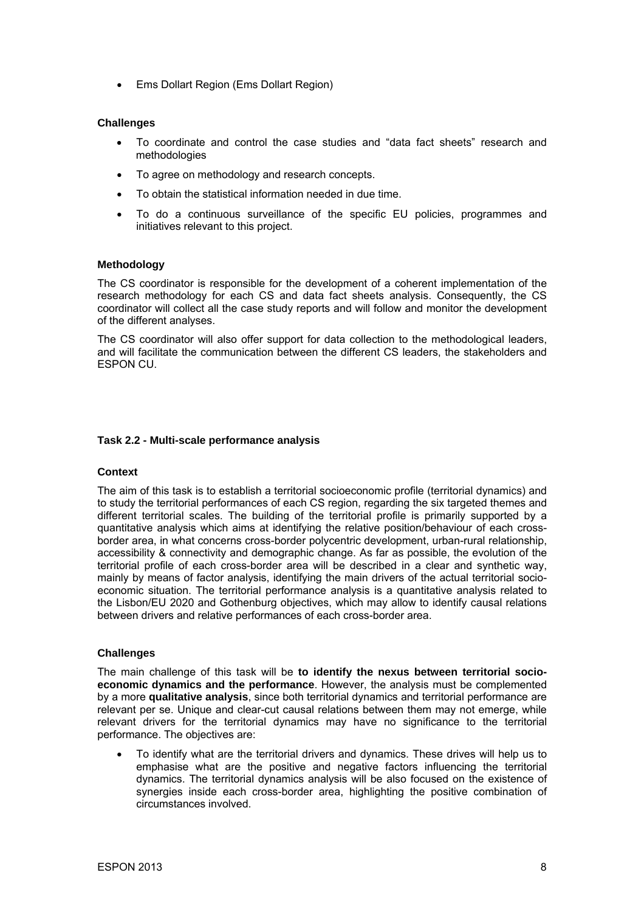- Ems Dollart Region (Ems Dollart Region)

#### Challenges

- To coordinate and control the case studies and "data fact sheets" research and methodologies
- To agree on methodology and research concepts.
- To obtain the statistical information needed in due time.
- To do a continuous surveillance of the specific EU policies, programmes and initiatives relevant to this project.

#### Methodology

The CS coordinator is responsible for the development of a coherent implementation of the research methodology for each CS and data fact sheets analysis. Consequently, the CS coordinator will collect all the case study reports and will follow and monitor the development of the different analyses.

The CS coordinator will also offer support for data collection to the methodological leaders, and will facilitate the communication between the different CS leaders, the stakeholders and ESPON CU.

### Task 2.2 - Multi-scale performance analysis

#### Context

The aim of this task is to establish a territorial socioeconomic profile (territorial dynamics) and to study the territorial performances of each CS region, regarding the six targeted themes and different territorial scales. The building of the territorial profile is primarily supported by a quantitative analysis which aims at identifying the relative position/behaviour of each cross-border area, in what concerns cross-border polycentric development, urban-rural relationship, accessibility & connectivity and demographic change. As far as possible, the evolution of the territorial profile of each cross-border area will be described in a clear and synthetic way, mainly by means of factor analysis, identifying the main drivers of the actual territorial socio-economic situation. The territorial performance analysis is a quantitative analysis related to the Lisbon/EU 2020 and Gothenburg objectives, which may allow to identify causal relations between drivers and relative performances of each cross-border area.

#### Challenges

The main challenge of this task will be **to identify the nexus between territorial socio-economic dynamics and the performance**. However, the analysis must be complemented by a more **qualitative analysis**, since both territorial dynamics and territorial performance are relevant per se. Unique and clear-cut causal relations between them may not emerge, while relevant drivers for the territorial dynamics may have no significance to the territorial performance. The objectives are:

- To identify what are the territorial drivers and dynamics. These drives will help us to emphasise what are the positive and negative factors influencing the territorial dynamics. The territorial dynamics analysis will be also focused on the existence of synergies inside each cross-border area, highlighting the positive combination of circumstances involved.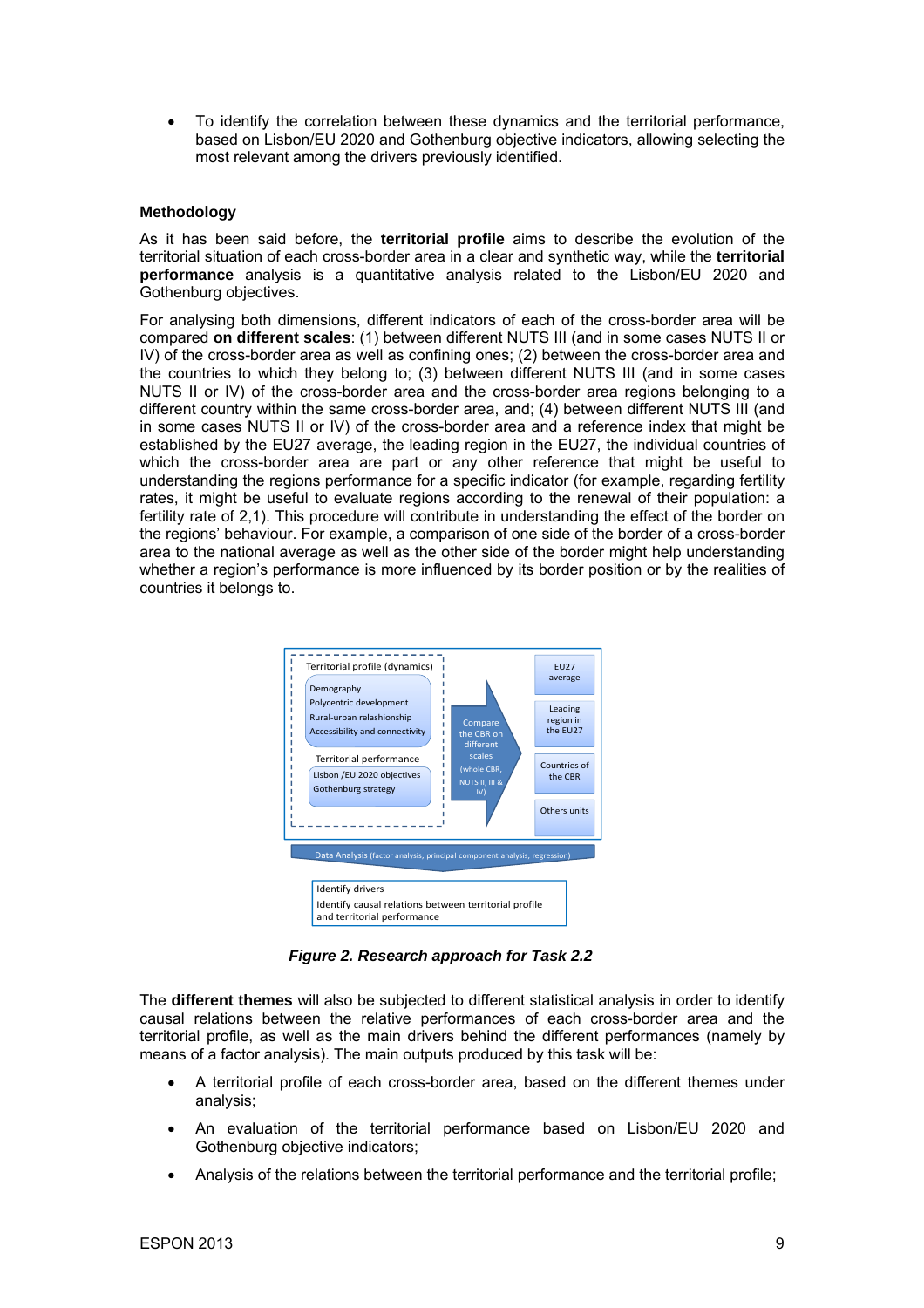- To identify the correlation between these dynamics and the territorial performance, based on Lisbon/EU 2020 and Gothenburg objective indicators, allowing selecting the most relevant among the drivers previously identified.

**Methodology**

As it has been said before, the **territorial profile** aims to describe the evolution of the territorial situation of each cross-border area in a clear and synthetic way, while the **territorial performance** analysis is a quantitative analysis related to the Lisbon/EU 2020 and Gothenburg objectives.

For analysing both dimensions, different indicators of each of the cross-border area will be compared **on different scales**: (1) between different NUTS III (and in some cases NUTS II or IV) of the cross-border area as well as confining ones; (2) between the cross-border area and the countries to which they belong to; (3) between different NUTS III (and in some cases NUTS II or IV) of the cross-border area and the cross-border area regions belonging to a different country within the same cross-border area, and; (4) between different NUTS III (and in some cases NUTS II or IV) of the cross-border area and a reference index that might be established by the EU27 average, the leading region in the EU27, the individual countries of which the cross-border area are part or any other reference that might be useful to understanding the regions performance for a specific indicator (for example, regarding fertility rates, it might be useful to evaluate regions according to the renewal of their population: a fertility rate of 2,1). This procedure will contribute in understanding the effect of the border on the regions' behaviour. For example, a comparison of one side of the border of a cross-border area to the national average as well as the other side of the border might help understanding whether a region's performance is more influenced by its border position or by the realities of countries it belongs to.

Territorial profile (dynamics)
- Demography
- Polycentric development
- Rural-urban relashionship
- Accessibility and connectivity

Territorial performance
- Lisbon /EU 2020 objectives
- Gothenburg strategy

Compare the CBR on different scales (whole CBR, NUTS II, III & IV)

- EU27 average
- Leading region in the EU27
- Countries of the CBR
- Others units

Data Analysis (factor analysis, principal component analysis, regression)

Identify drivers
Identify causal relations between territorial profile and territorial performance

***Figure 2. Research approach for Task 2.2***

The **different themes** will also be subjected to different statistical analysis in order to identify causal relations between the relative performances of each cross-border area and the territorial profile, as well as the main drivers behind the different performances (namely by means of a factor analysis). The main outputs produced by this task will be:

- A territorial profile of each cross-border area, based on the different themes under analysis;
- An evaluation of the territorial performance based on Lisbon/EU 2020 and Gothenburg objective indicators;
- Analysis of the relations between the territorial performance and the territorial profile;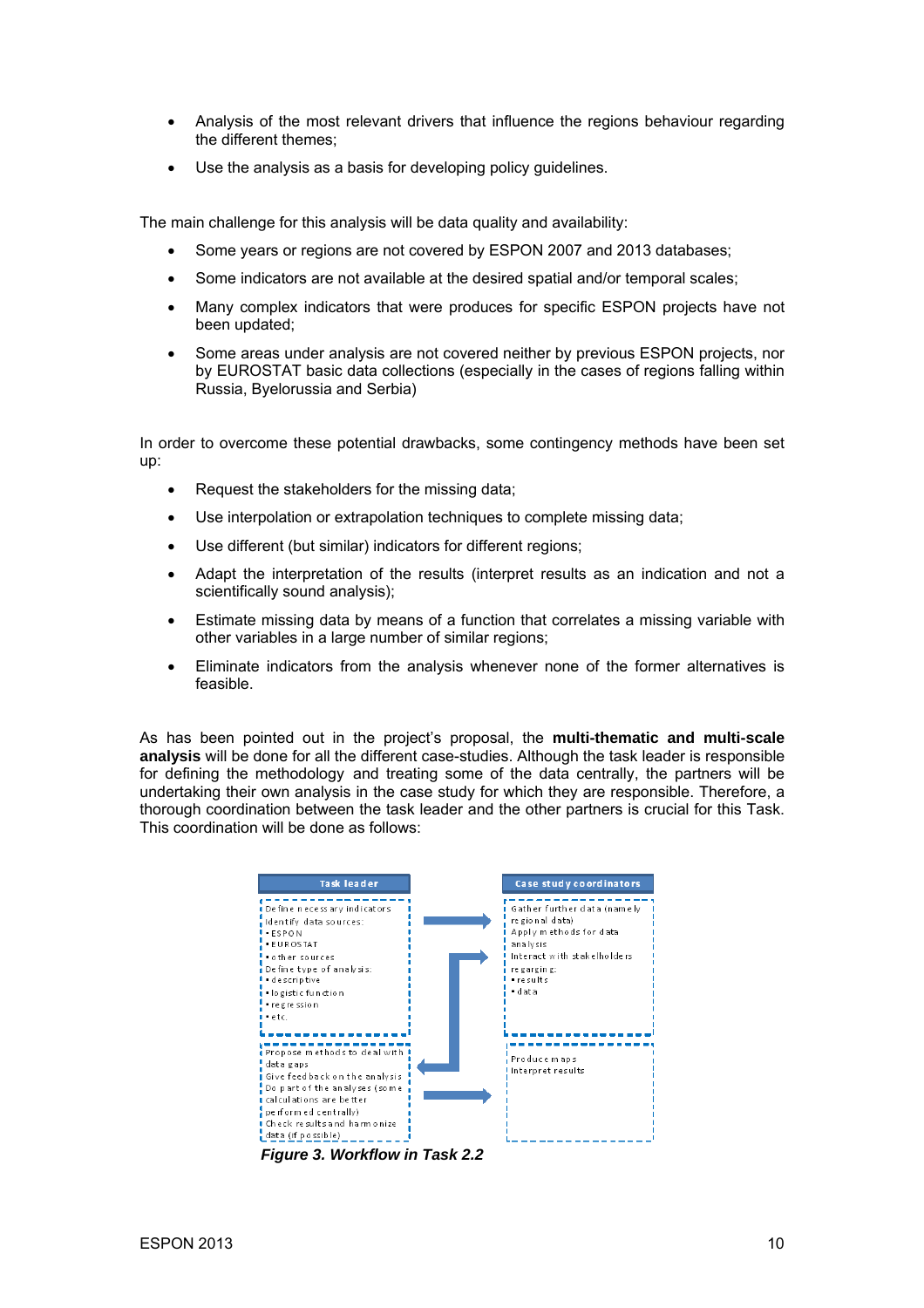- Analysis of the most relevant drivers that influence the regions behaviour regarding the different themes;
- Use the analysis as a basis for developing policy guidelines.

The main challenge for this analysis will be data quality and availability:

- Some years or regions are not covered by ESPON 2007 and 2013 databases;
- Some indicators are not available at the desired spatial and/or temporal scales;
- Many complex indicators that were produces for specific ESPON projects have not been updated;
- Some areas under analysis are not covered neither by previous ESPON projects, nor by EUROSTAT basic data collections (especially in the cases of regions falling within Russia, Byelorussia and Serbia)

In order to overcome these potential drawbacks, some contingency methods have been set up:

- Request the stakeholders for the missing data;
- Use interpolation or extrapolation techniques to complete missing data;
- Use different (but similar) indicators for different regions;
- Adapt the interpretation of the results (interpret results as an indication and not a scientifically sound analysis);
- Estimate missing data by means of a function that correlates a missing variable with other variables in a large number of similar regions;
- Eliminate indicators from the analysis whenever none of the former alternatives is feasible.

As has been pointed out in the project's proposal, the **multi-thematic and multi-scale analysis** will be done for all the different case-studies. Although the task leader is responsible for defining the methodology and treating some of the data centrally, the partners will be undertaking their own analysis in the case study for which they are responsible. Therefore, a thorough coordination between the task leader and the other partners is crucial for this Task. This coordination will be done as follows:

| Task leader | | Case study coordinators |
|---|---|---|
| Define necessary indicators<br>Identify data sources:<br>• ESPON<br>• EUROSTAT<br>• other sources<br>Define type of analysis:<br>• descriptive<br>• logistic function<br>• regression<br>• etc. | → | Gather further data (namely regional data)<br>Apply methods for data analysis<br>Interact with stakeholders regarding:<br>• results<br>• data |
| Propose methods to deal with data gaps<br>Give feedback on the analysis<br>Do part of the analyses (some calculations are better performed centrally)<br>Check results and harmonize data (if possible) | ← / → | Produce maps<br>Interpret results |

*Figure 3. Workflow in Task 2.2*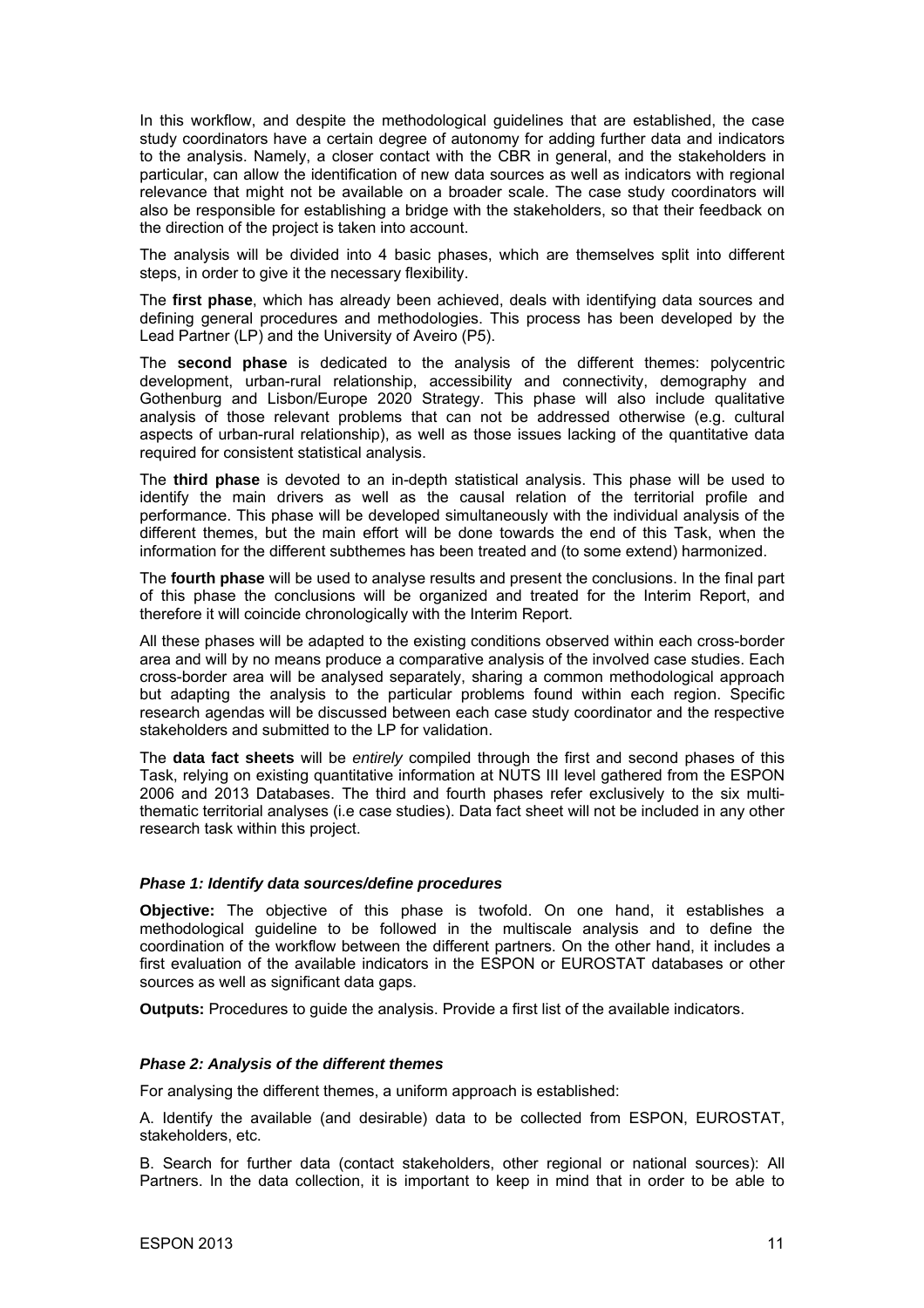In this workflow, and despite the methodological guidelines that are established, the case study coordinators have a certain degree of autonomy for adding further data and indicators to the analysis. Namely, a closer contact with the CBR in general, and the stakeholders in particular, can allow the identification of new data sources as well as indicators with regional relevance that might not be available on a broader scale. The case study coordinators will also be responsible for establishing a bridge with the stakeholders, so that their feedback on the direction of the project is taken into account.

The analysis will be divided into 4 basic phases, which are themselves split into different steps, in order to give it the necessary flexibility.

The **first phase**, which has already been achieved, deals with identifying data sources and defining general procedures and methodologies. This process has been developed by the Lead Partner (LP) and the University of Aveiro (P5).

The **second phase** is dedicated to the analysis of the different themes: polycentric development, urban-rural relationship, accessibility and connectivity, demography and Gothenburg and Lisbon/Europe 2020 Strategy. This phase will also include qualitative analysis of those relevant problems that can not be addressed otherwise (e.g. cultural aspects of urban-rural relationship), as well as those issues lacking of the quantitative data required for consistent statistical analysis.

The **third phase** is devoted to an in-depth statistical analysis. This phase will be used to identify the main drivers as well as the causal relation of the territorial profile and performance. This phase will be developed simultaneously with the individual analysis of the different themes, but the main effort will be done towards the end of this Task, when the information for the different subthemes has been treated and (to some extend) harmonized.

The **fourth phase** will be used to analyse results and present the conclusions. In the final part of this phase the conclusions will be organized and treated for the Interim Report, and therefore it will coincide chronologically with the Interim Report.

All these phases will be adapted to the existing conditions observed within each cross-border area and will by no means produce a comparative analysis of the involved case studies. Each cross-border area will be analysed separately, sharing a common methodological approach but adapting the analysis to the particular problems found within each region. Specific research agendas will be discussed between each case study coordinator and the respective stakeholders and submitted to the LP for validation.

The **data fact sheets** will be *entirely* compiled through the first and second phases of this Task, relying on existing quantitative information at NUTS III level gathered from the ESPON 2006 and 2013 Databases. The third and fourth phases refer exclusively to the six multi-thematic territorial analyses (i.e case studies). Data fact sheet will not be included in any other research task within this project.

#### *Phase 1: Identify data sources/define procedures*

**Objective:** The objective of this phase is twofold. On one hand, it establishes a methodological guideline to be followed in the multiscale analysis and to define the coordination of the workflow between the different partners. On the other hand, it includes a first evaluation of the available indicators in the ESPON or EUROSTAT databases or other sources as well as significant data gaps.

**Outputs:** Procedures to guide the analysis. Provide a first list of the available indicators.

#### *Phase 2: Analysis of the different themes*

For analysing the different themes, a uniform approach is established:

A. Identify the available (and desirable) data to be collected from ESPON, EUROSTAT, stakeholders, etc.

B. Search for further data (contact stakeholders, other regional or national sources): All Partners. In the data collection, it is important to keep in mind that in order to be able to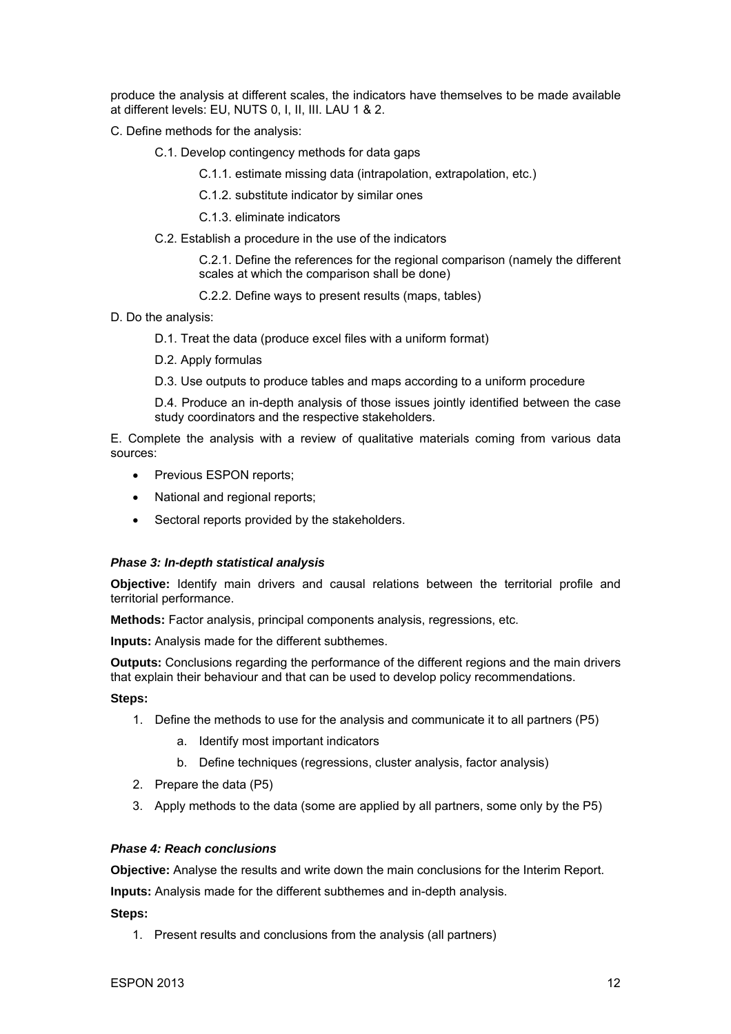produce the analysis at different scales, the indicators have themselves to be made available at different levels: EU, NUTS 0, I, II, III. LAU 1 & 2.

C. Define methods for the analysis:

- C.1. Develop contingency methods for data gaps
  - C.1.1. estimate missing data (intrapolation, extrapolation, etc.)
  - C.1.2. substitute indicator by similar ones
  - C.1.3. eliminate indicators
- C.2. Establish a procedure in the use of the indicators
  - C.2.1. Define the references for the regional comparison (namely the different scales at which the comparison shall be done)
  - C.2.2. Define ways to present results (maps, tables)

D. Do the analysis:

- D.1. Treat the data (produce excel files with a uniform format)
- D.2. Apply formulas
- D.3. Use outputs to produce tables and maps according to a uniform procedure
- D.4. Produce an in-depth analysis of those issues jointly identified between the case study coordinators and the respective stakeholders.

E. Complete the analysis with a review of qualitative materials coming from various data sources:

- Previous ESPON reports;
- National and regional reports;
- Sectoral reports provided by the stakeholders.

#### *Phase 3: In-depth statistical analysis*

**Objective:** Identify main drivers and causal relations between the territorial profile and territorial performance.

**Methods:** Factor analysis, principal components analysis, regressions, etc.

**Inputs:** Analysis made for the different subthemes.

**Outputs:** Conclusions regarding the performance of the different regions and the main drivers that explain their behaviour and that can be used to develop policy recommendations.

**Steps:**

1. Define the methods to use for the analysis and communicate it to all partners (P5)
   a. Identify most important indicators
   b. Define techniques (regressions, cluster analysis, factor analysis)
2. Prepare the data (P5)
3. Apply methods to the data (some are applied by all partners, some only by the P5)

#### *Phase 4: Reach conclusions*

**Objective:** Analyse the results and write down the main conclusions for the Interim Report.

**Inputs:** Analysis made for the different subthemes and in-depth analysis.

**Steps:**

1. Present results and conclusions from the analysis (all partners)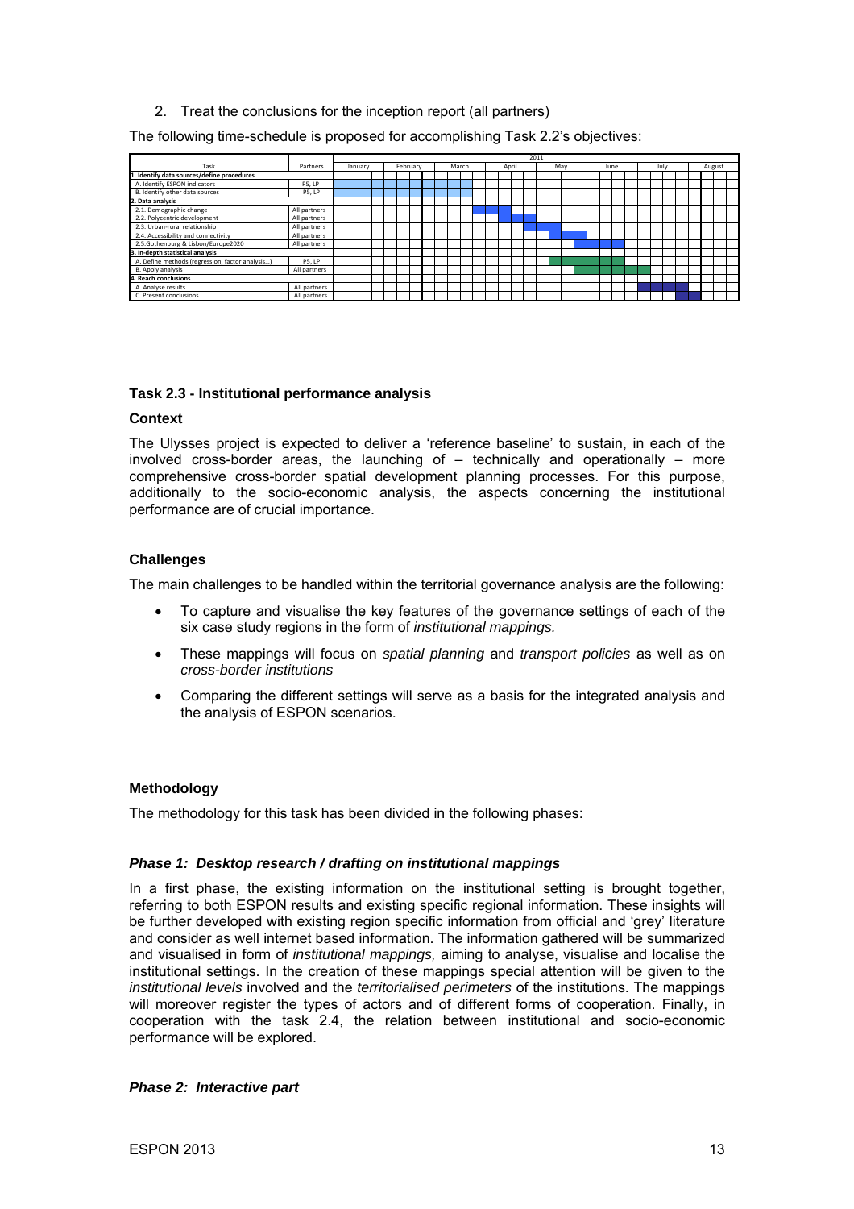2. Treat the conclusions for the inception report (all partners)

The following time-schedule is proposed for accomplishing Task 2.2's objectives:

| Task | Partners | January 2011 | February | March | April | May | June | July | August |
|---|---|---|---|---|---|---|---|---|---|
| **1. Identify data sources/define procedures** | | | | | | | | | |
| A. Identify ESPON indicators | P5, LP | X | X | X | | | | | |
| B. Identify other data sources | P5, LP | X | X | X | | | | | |
| **2. Data analysis** | | | | | | | | | |
| 2.1. Demographic change | All partners | | | X | X | | | | |
| 2.2. Polycentric development | All partners | | | | X | | | | |
| 2.3. Urban-rural relationship | All partners | | | | X | X | | | |
| 2.4. Accessibility and connectivity | All partners | | | | | X | | | |
| 2.5.Gothenburg & Lisbon/Europe2020 | All partners | | | | | X | X | | |
| **3. In-depth statistical analysis** | | | | | | | | | |
| A. Define methods (regression, factor analysis…) | P5, LP | | | | | X | X | | |
| B. Apply analysis | All partners | | | | | X | X | X | |
| **4. Reach conclusions** | | | | | | | | | |
| A. Analyse results | All partners | | | | | | | X | |
| C. Present conclusions | All partners | | | | | | | X | X |

### Task 2.3 - Institutional performance analysis

#### Context

The Ulysses project is expected to deliver a 'reference baseline' to sustain, in each of the involved cross-border areas, the launching of – technically and operationally – more comprehensive cross-border spatial development planning processes. For this purpose, additionally to the socio-economic analysis, the aspects concerning the institutional performance are of crucial importance.

#### Challenges

The main challenges to be handled within the territorial governance analysis are the following:

- To capture and visualise the key features of the governance settings of each of the six case study regions in the form of *institutional mappings.*
- These mappings will focus on *spatial planning* and *transport policies* as well as on *cross-border institutions*
- Comparing the different settings will serve as a basis for the integrated analysis and the analysis of ESPON scenarios.

#### Methodology

The methodology for this task has been divided in the following phases:

***Phase 1: Desktop research / drafting on institutional mappings***

In a first phase, the existing information on the institutional setting is brought together, referring to both ESPON results and existing specific regional information. These insights will be further developed with existing region specific information from official and 'grey' literature and consider as well internet based information. The information gathered will be summarized and visualised in form of *institutional mappings,* aiming to analyse, visualise and localise the institutional settings. In the creation of these mappings special attention will be given to the *institutional levels* involved and the *territorialised perimeters* of the institutions. The mappings will moreover register the types of actors and of different forms of cooperation. Finally, in cooperation with the task 2.4, the relation between institutional and socio-economic performance will be explored.

***Phase 2: Interactive part***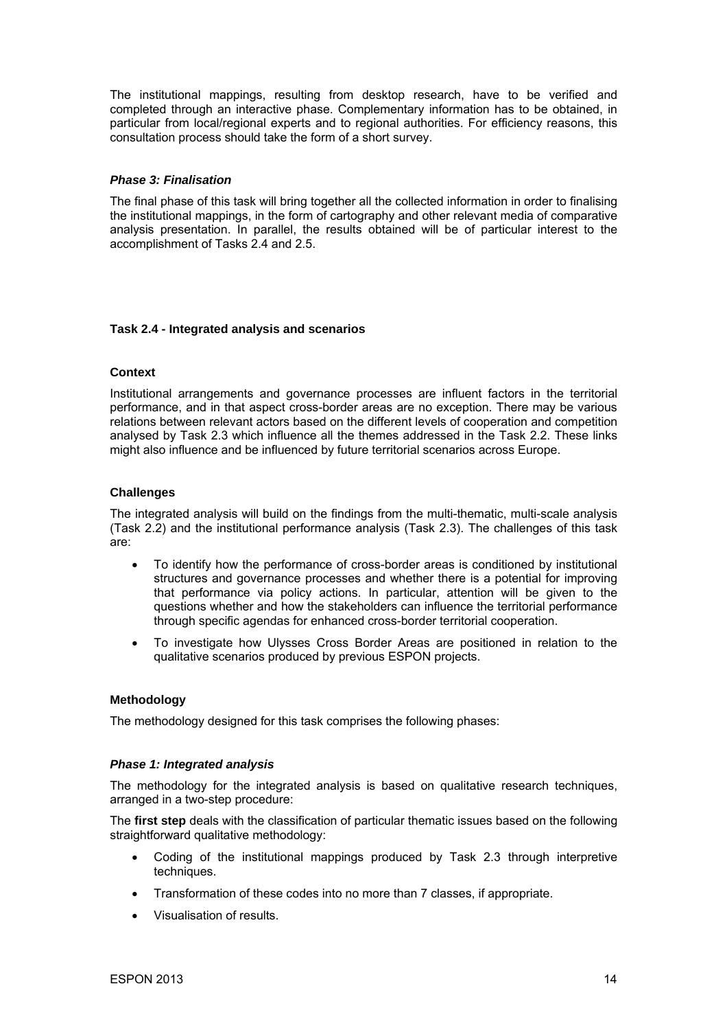The institutional mappings, resulting from desktop research, have to be verified and completed through an interactive phase. Complementary information has to be obtained, in particular from local/regional experts and to regional authorities. For efficiency reasons, this consultation process should take the form of a short survey.

#### *Phase 3: Finalisation*

The final phase of this task will bring together all the collected information in order to finalising the institutional mappings, in the form of cartography and other relevant media of comparative analysis presentation. In parallel, the results obtained will be of particular interest to the accomplishment of Tasks 2.4 and 2.5.

### Task 2.4 - Integrated analysis and scenarios

#### Context

Institutional arrangements and governance processes are influent factors in the territorial performance, and in that aspect cross-border areas are no exception. There may be various relations between relevant actors based on the different levels of cooperation and competition analysed by Task 2.3 which influence all the themes addressed in the Task 2.2. These links might also influence and be influenced by future territorial scenarios across Europe.

#### Challenges

The integrated analysis will build on the findings from the multi-thematic, multi-scale analysis (Task 2.2) and the institutional performance analysis (Task 2.3). The challenges of this task are:

- To identify how the performance of cross-border areas is conditioned by institutional structures and governance processes and whether there is a potential for improving that performance via policy actions. In particular, attention will be given to the questions whether and how the stakeholders can influence the territorial performance through specific agendas for enhanced cross-border territorial cooperation.
- To investigate how Ulysses Cross Border Areas are positioned in relation to the qualitative scenarios produced by previous ESPON projects.

#### Methodology

The methodology designed for this task comprises the following phases:

#### *Phase 1: Integrated analysis*

The methodology for the integrated analysis is based on qualitative research techniques, arranged in a two-step procedure:

The **first step** deals with the classification of particular thematic issues based on the following straightforward qualitative methodology:

- Coding of the institutional mappings produced by Task 2.3 through interpretive techniques.
- Transformation of these codes into no more than 7 classes, if appropriate.
- Visualisation of results.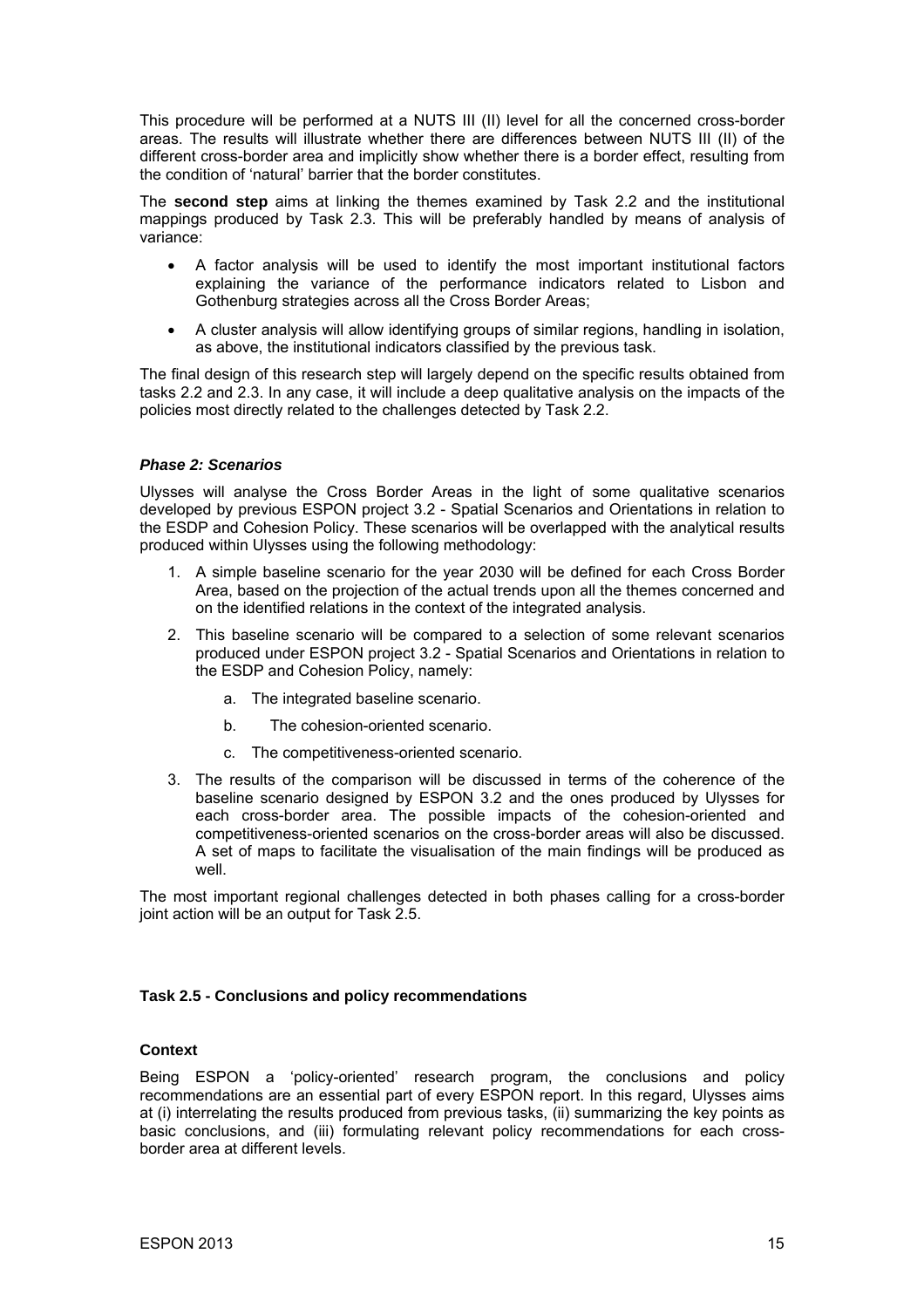This procedure will be performed at a NUTS III (II) level for all the concerned cross-border areas. The results will illustrate whether there are differences between NUTS III (II) of the different cross-border area and implicitly show whether there is a border effect, resulting from the condition of 'natural' barrier that the border constitutes.

The **second step** aims at linking the themes examined by Task 2.2 and the institutional mappings produced by Task 2.3. This will be preferably handled by means of analysis of variance:

- A factor analysis will be used to identify the most important institutional factors explaining the variance of the performance indicators related to Lisbon and Gothenburg strategies across all the Cross Border Areas;
- A cluster analysis will allow identifying groups of similar regions, handling in isolation, as above, the institutional indicators classified by the previous task.

The final design of this research step will largely depend on the specific results obtained from tasks 2.2 and 2.3. In any case, it will include a deep qualitative analysis on the impacts of the policies most directly related to the challenges detected by Task 2.2.

#### *Phase 2: Scenarios*

Ulysses will analyse the Cross Border Areas in the light of some qualitative scenarios developed by previous ESPON project 3.2 - Spatial Scenarios and Orientations in relation to the ESDP and Cohesion Policy. These scenarios will be overlapped with the analytical results produced within Ulysses using the following methodology:

1. A simple baseline scenario for the year 2030 will be defined for each Cross Border Area, based on the projection of the actual trends upon all the themes concerned and on the identified relations in the context of the integrated analysis.
2. This baseline scenario will be compared to a selection of some relevant scenarios produced under ESPON project 3.2 - Spatial Scenarios and Orientations in relation to the ESDP and Cohesion Policy, namely:
    a. The integrated baseline scenario.
    b. The cohesion-oriented scenario.
    c. The competitiveness-oriented scenario.
3. The results of the comparison will be discussed in terms of the coherence of the baseline scenario designed by ESPON 3.2 and the ones produced by Ulysses for each cross-border area. The possible impacts of the cohesion-oriented and competitiveness-oriented scenarios on the cross-border areas will also be discussed. A set of maps to facilitate the visualisation of the main findings will be produced as well.

The most important regional challenges detected in both phases calling for a cross-border joint action will be an output for Task 2.5.

### Task 2.5 - Conclusions and policy recommendations

#### Context

Being ESPON a 'policy-oriented' research program, the conclusions and policy recommendations are an essential part of every ESPON report. In this regard, Ulysses aims at (i) interrelating the results produced from previous tasks, (ii) summarizing the key points as basic conclusions, and (iii) formulating relevant policy recommendations for each cross-border area at different levels.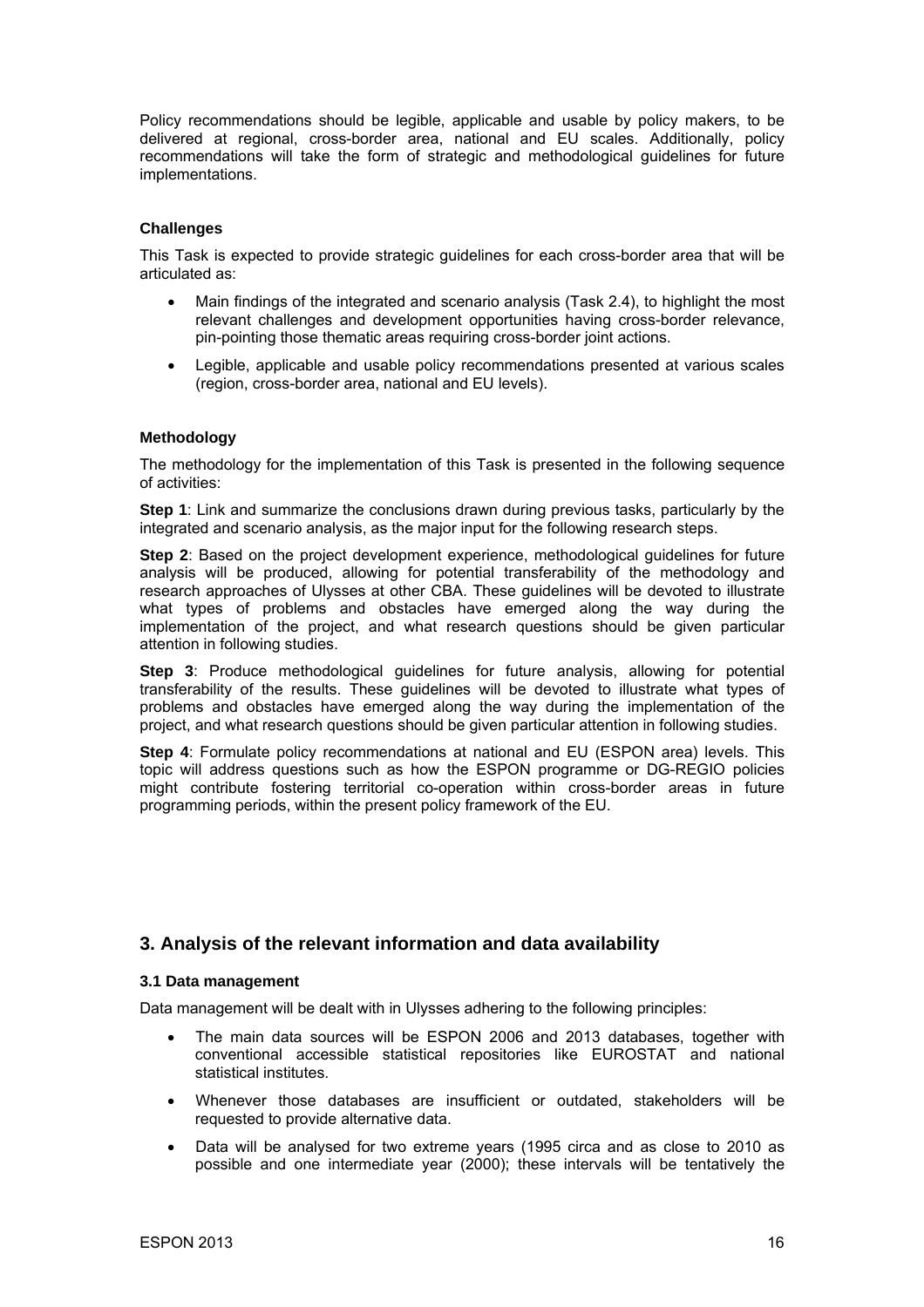Policy recommendations should be legible, applicable and usable by policy makers, to be delivered at regional, cross-border area, national and EU scales. Additionally, policy recommendations will take the form of strategic and methodological guidelines for future implementations.

#### Challenges

This Task is expected to provide strategic guidelines for each cross-border area that will be articulated as:

- Main findings of the integrated and scenario analysis (Task 2.4), to highlight the most relevant challenges and development opportunities having cross-border relevance, pin-pointing those thematic areas requiring cross-border joint actions.
- Legible, applicable and usable policy recommendations presented at various scales (region, cross-border area, national and EU levels).

#### Methodology

The methodology for the implementation of this Task is presented in the following sequence of activities:

**Step 1**: Link and summarize the conclusions drawn during previous tasks, particularly by the integrated and scenario analysis, as the major input for the following research steps.

**Step 2**: Based on the project development experience, methodological guidelines for future analysis will be produced, allowing for potential transferability of the methodology and research approaches of Ulysses at other CBA. These guidelines will be devoted to illustrate what types of problems and obstacles have emerged along the way during the implementation of the project, and what research questions should be given particular attention in following studies.

**Step 3**: Produce methodological guidelines for future analysis, allowing for potential transferability of the results. These guidelines will be devoted to illustrate what types of problems and obstacles have emerged along the way during the implementation of the project, and what research questions should be given particular attention in following studies.

**Step 4**: Formulate policy recommendations at national and EU (ESPON area) levels. This topic will address questions such as how the ESPON programme or DG-REGIO policies might contribute fostering territorial co-operation within cross-border areas in future programming periods, within the present policy framework of the EU.

## 3. Analysis of the relevant information and data availability

### 3.1 Data management

Data management will be dealt with in Ulysses adhering to the following principles:

- The main data sources will be ESPON 2006 and 2013 databases, together with conventional accessible statistical repositories like EUROSTAT and national statistical institutes.
- Whenever those databases are insufficient or outdated, stakeholders will be requested to provide alternative data.
- Data will be analysed for two extreme years (1995 circa and as close to 2010 as possible and one intermediate year (2000); these intervals will be tentatively the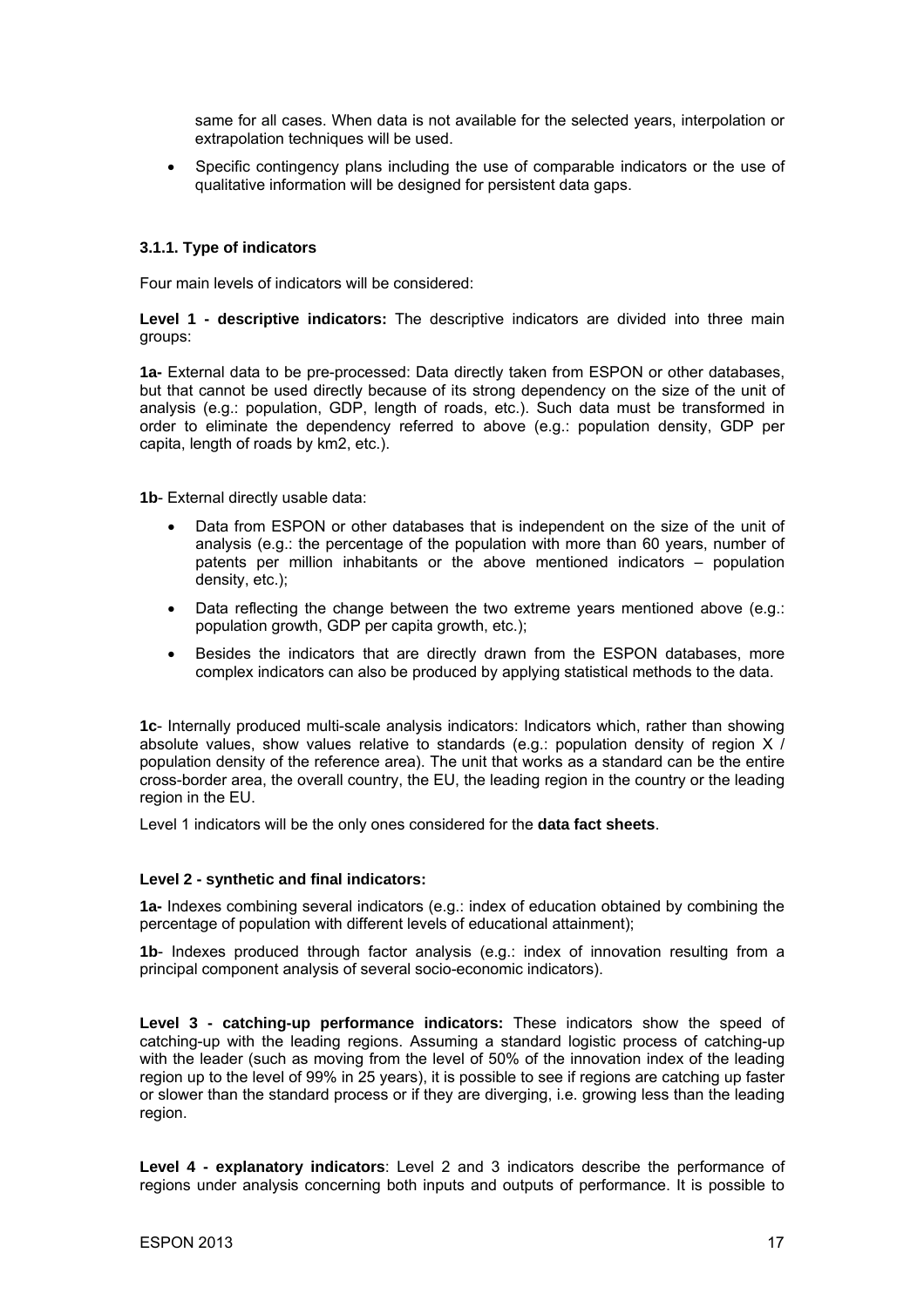same for all cases. When data is not available for the selected years, interpolation or extrapolation techniques will be used.

- Specific contingency plans including the use of comparable indicators or the use of qualitative information will be designed for persistent data gaps.

### 3.1.1. Type of indicators

Four main levels of indicators will be considered:

**Level 1 - descriptive indicators:** The descriptive indicators are divided into three main groups:

**1a-** External data to be pre-processed: Data directly taken from ESPON or other databases, but that cannot be used directly because of its strong dependency on the size of the unit of analysis (e.g.: population, GDP, length of roads, etc.). Such data must be transformed in order to eliminate the dependency referred to above (e.g.: population density, GDP per capita, length of roads by km2, etc.).

**1b**- External directly usable data:

- Data from ESPON or other databases that is independent on the size of the unit of analysis (e.g.: the percentage of the population with more than 60 years, number of patents per million inhabitants or the above mentioned indicators – population density, etc.);
- Data reflecting the change between the two extreme years mentioned above (e.g.: population growth, GDP per capita growth, etc.);
- Besides the indicators that are directly drawn from the ESPON databases, more complex indicators can also be produced by applying statistical methods to the data.

**1c**- Internally produced multi-scale analysis indicators: Indicators which, rather than showing absolute values, show values relative to standards (e.g.: population density of region X / population density of the reference area). The unit that works as a standard can be the entire cross-border area, the overall country, the EU, the leading region in the country or the leading region in the EU.

Level 1 indicators will be the only ones considered for the **data fact sheets**.

**Level 2 - synthetic and final indicators:**

**1a-** Indexes combining several indicators (e.g.: index of education obtained by combining the percentage of population with different levels of educational attainment);

**1b**- Indexes produced through factor analysis (e.g.: index of innovation resulting from a principal component analysis of several socio-economic indicators).

**Level 3 - catching-up performance indicators:** These indicators show the speed of catching-up with the leading regions. Assuming a standard logistic process of catching-up with the leader (such as moving from the level of 50% of the innovation index of the leading region up to the level of 99% in 25 years), it is possible to see if regions are catching up faster or slower than the standard process or if they are diverging, i.e. growing less than the leading region.

**Level 4 - explanatory indicators**: Level 2 and 3 indicators describe the performance of regions under analysis concerning both inputs and outputs of performance. It is possible to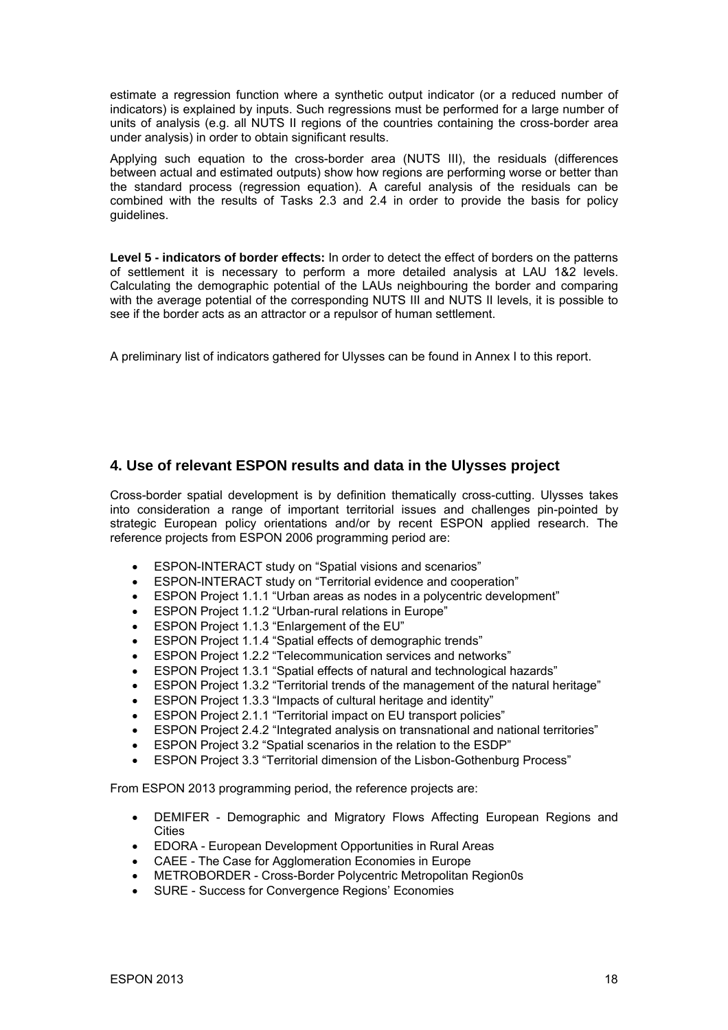estimate a regression function where a synthetic output indicator (or a reduced number of indicators) is explained by inputs. Such regressions must be performed for a large number of units of analysis (e.g. all NUTS II regions of the countries containing the cross-border area under analysis) in order to obtain significant results.

Applying such equation to the cross-border area (NUTS III), the residuals (differences between actual and estimated outputs) show how regions are performing worse or better than the standard process (regression equation). A careful analysis of the residuals can be combined with the results of Tasks 2.3 and 2.4 in order to provide the basis for policy guidelines.

**Level 5 - indicators of border effects:** In order to detect the effect of borders on the patterns of settlement it is necessary to perform a more detailed analysis at LAU 1&2 levels. Calculating the demographic potential of the LAUs neighbouring the border and comparing with the average potential of the corresponding NUTS III and NUTS II levels, it is possible to see if the border acts as an attractor or a repulsor of human settlement.

A preliminary list of indicators gathered for Ulysses can be found in Annex I to this report.

## 4. Use of relevant ESPON results and data in the Ulysses project

Cross-border spatial development is by definition thematically cross-cutting. Ulysses takes into consideration a range of important territorial issues and challenges pin-pointed by strategic European policy orientations and/or by recent ESPON applied research. The reference projects from ESPON 2006 programming period are:

- ESPON-INTERACT study on "Spatial visions and scenarios"
- ESPON-INTERACT study on "Territorial evidence and cooperation"
- ESPON Project 1.1.1 "Urban areas as nodes in a polycentric development"
- ESPON Project 1.1.2 "Urban-rural relations in Europe"
- ESPON Project 1.1.3 "Enlargement of the EU"
- ESPON Project 1.1.4 "Spatial effects of demographic trends"
- ESPON Project 1.2.2 "Telecommunication services and networks"
- ESPON Project 1.3.1 "Spatial effects of natural and technological hazards"
- ESPON Project 1.3.2 "Territorial trends of the management of the natural heritage"
- ESPON Project 1.3.3 "Impacts of cultural heritage and identity"
- ESPON Project 2.1.1 "Territorial impact on EU transport policies"
- ESPON Project 2.4.2 "Integrated analysis on transnational and national territories"
- ESPON Project 3.2 "Spatial scenarios in the relation to the ESDP"
- ESPON Project 3.3 "Territorial dimension of the Lisbon-Gothenburg Process"

From ESPON 2013 programming period, the reference projects are:

- DEMIFER - Demographic and Migratory Flows Affecting European Regions and Cities
- EDORA - European Development Opportunities in Rural Areas
- CAEE - The Case for Agglomeration Economies in Europe
- METROBORDER - Cross-Border Polycentric Metropolitan Region0s
- SURE - Success for Convergence Regions' Economies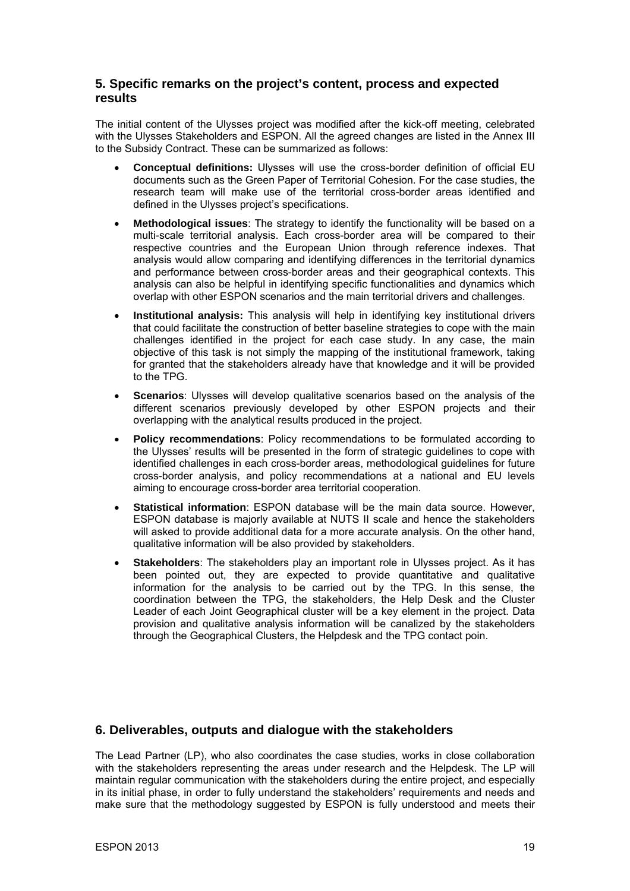## 5. Specific remarks on the project's content, process and expected results

The initial content of the Ulysses project was modified after the kick-off meeting, celebrated with the Ulysses Stakeholders and ESPON. All the agreed changes are listed in the Annex III to the Subsidy Contract. These can be summarized as follows:

- **Conceptual definitions:** Ulysses will use the cross-border definition of official EU documents such as the Green Paper of Territorial Cohesion. For the case studies, the research team will make use of the territorial cross-border areas identified and defined in the Ulysses project's specifications.
- **Methodological issues**: The strategy to identify the functionality will be based on a multi-scale territorial analysis. Each cross-border area will be compared to their respective countries and the European Union through reference indexes. That analysis would allow comparing and identifying differences in the territorial dynamics and performance between cross-border areas and their geographical contexts. This analysis can also be helpful in identifying specific functionalities and dynamics which overlap with other ESPON scenarios and the main territorial drivers and challenges.
- **Institutional analysis:** This analysis will help in identifying key institutional drivers that could facilitate the construction of better baseline strategies to cope with the main challenges identified in the project for each case study. In any case, the main objective of this task is not simply the mapping of the institutional framework, taking for granted that the stakeholders already have that knowledge and it will be provided to the TPG.
- **Scenarios**: Ulysses will develop qualitative scenarios based on the analysis of the different scenarios previously developed by other ESPON projects and their overlapping with the analytical results produced in the project.
- **Policy recommendations**: Policy recommendations to be formulated according to the Ulysses' results will be presented in the form of strategic guidelines to cope with identified challenges in each cross-border areas, methodological guidelines for future cross-border analysis, and policy recommendations at a national and EU levels aiming to encourage cross-border area territorial cooperation.
- **Statistical information**: ESPON database will be the main data source. However, ESPON database is majorly available at NUTS II scale and hence the stakeholders will asked to provide additional data for a more accurate analysis. On the other hand, qualitative information will be also provided by stakeholders.
- **Stakeholders**: The stakeholders play an important role in Ulysses project. As it has been pointed out, they are expected to provide quantitative and qualitative information for the analysis to be carried out by the TPG. In this sense, the coordination between the TPG, the stakeholders, the Help Desk and the Cluster Leader of each Joint Geographical cluster will be a key element in the project. Data provision and qualitative analysis information will be canalized by the stakeholders through the Geographical Clusters, the Helpdesk and the TPG contact poin.

## 6. Deliverables, outputs and dialogue with the stakeholders

The Lead Partner (LP), who also coordinates the case studies, works in close collaboration with the stakeholders representing the areas under research and the Helpdesk. The LP will maintain regular communication with the stakeholders during the entire project, and especially in its initial phase, in order to fully understand the stakeholders' requirements and needs and make sure that the methodology suggested by ESPON is fully understood and meets their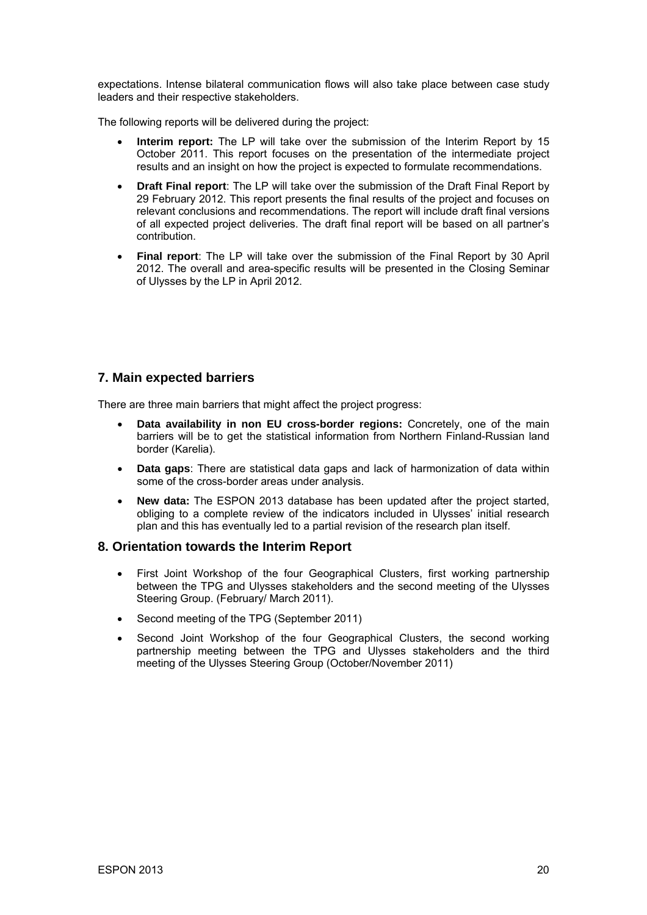expectations. Intense bilateral communication flows will also take place between case study leaders and their respective stakeholders.

The following reports will be delivered during the project:

- **Interim report:** The LP will take over the submission of the Interim Report by 15 October 2011. This report focuses on the presentation of the intermediate project results and an insight on how the project is expected to formulate recommendations.
- **Draft Final report**: The LP will take over the submission of the Draft Final Report by 29 February 2012. This report presents the final results of the project and focuses on relevant conclusions and recommendations. The report will include draft final versions of all expected project deliveries. The draft final report will be based on all partner's contribution.
- **Final report**: The LP will take over the submission of the Final Report by 30 April 2012. The overall and area-specific results will be presented in the Closing Seminar of Ulysses by the LP in April 2012.

## 7. Main expected barriers

There are three main barriers that might affect the project progress:

- **Data availability in non EU cross-border regions:** Concretely, one of the main barriers will be to get the statistical information from Northern Finland-Russian land border (Karelia).
- **Data gaps**: There are statistical data gaps and lack of harmonization of data within some of the cross-border areas under analysis.
- **New data:** The ESPON 2013 database has been updated after the project started, obliging to a complete review of the indicators included in Ulysses' initial research plan and this has eventually led to a partial revision of the research plan itself.

## 8. Orientation towards the Interim Report

- First Joint Workshop of the four Geographical Clusters, first working partnership between the TPG and Ulysses stakeholders and the second meeting of the Ulysses Steering Group. (February/ March 2011).
- Second meeting of the TPG (September 2011)
- Second Joint Workshop of the four Geographical Clusters, the second working partnership meeting between the TPG and Ulysses stakeholders and the third meeting of the Ulysses Steering Group (October/November 2011)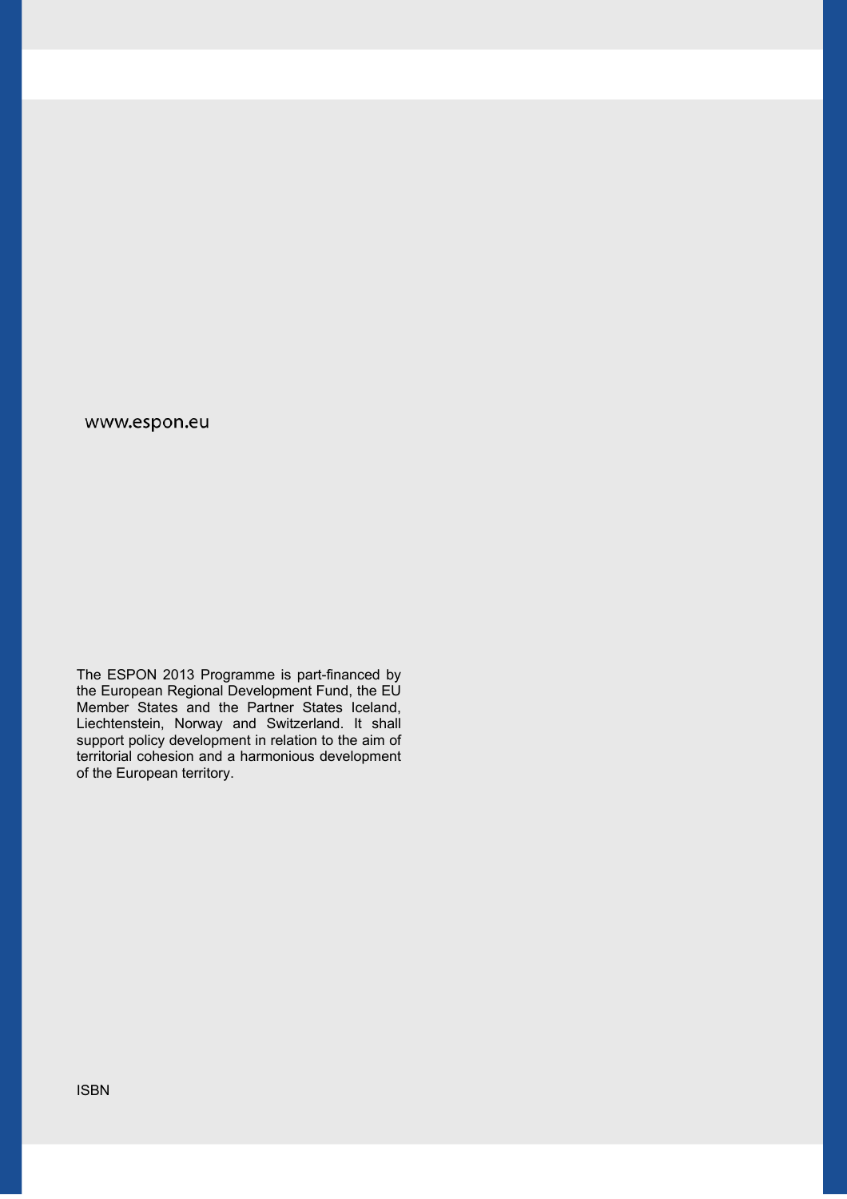www.espon.eu

The ESPON 2013 Programme is part-financed by the European Regional Development Fund, the EU Member States and the Partner States Iceland, Liechtenstein, Norway and Switzerland. It shall support policy development in relation to the aim of territorial cohesion and a harmonious development of the European territory.

ISBN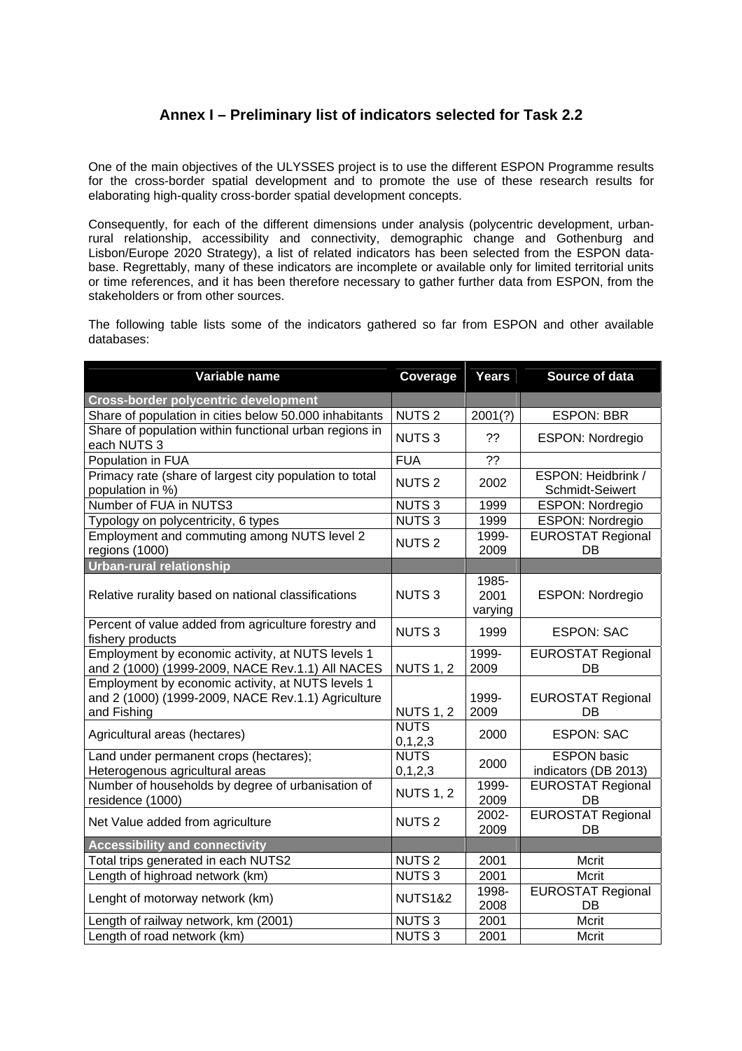## Annex I – Preliminary list of indicators selected for Task 2.2

One of the main objectives of the ULYSSES project is to use the different ESPON Programme results for the cross-border spatial development and to promote the use of these research results for elaborating high-quality cross-border spatial development concepts.

Consequently, for each of the different dimensions under analysis (polycentric development, urban-rural relationship, accessibility and connectivity, demographic change and Gothenburg and Lisbon/Europe 2020 Strategy), a list of related indicators has been selected from the ESPON data-base. Regrettably, many of these indicators are incomplete or available only for limited territorial units or time references, and it has been therefore necessary to gather further data from ESPON, from the stakeholders or from other sources.

The following table lists some of the indicators gathered so far from ESPON and other available databases:

| Variable name | Coverage | Years | Source of data |
|---|---|---|---|
| **Cross-border polycentric development** | | | |
| Share of population in cities below 50.000 inhabitants | NUTS 2 | 2001(?) | ESPON: BBR |
| Share of population within functional urban regions in each NUTS 3 | NUTS 3 | ?? | ESPON: Nordregio |
| Population in FUA | FUA | ?? | |
| Primacy rate (share of largest city population to total population in %) | NUTS 2 | 2002 | ESPON: Heidbrink / Schmidt-Seiwert |
| Number of FUA in NUTS3 | NUTS 3 | 1999 | ESPON: Nordregio |
| Typology on polycentricity, 6 types | NUTS 3 | 1999 | ESPON: Nordregio |
| Employment and commuting among NUTS level 2 regions (1000) | NUTS 2 | 1999-2009 | EUROSTAT Regional DB |
| **Urban-rural relationship** | | | |
| Relative rurality based on national classifications | NUTS 3 | 1985-2001 varying | ESPON: Nordregio |
| Percent of value added from agriculture forestry and fishery products | NUTS 3 | 1999 | ESPON: SAC |
| Employment by economic activity, at NUTS levels 1 and 2 (1000) (1999-2009, NACE Rev.1.1) All NACES | NUTS 1, 2 | 1999-2009 | EUROSTAT Regional DB |
| Employment by economic activity, at NUTS levels 1 and 2 (1000) (1999-2009, NACE Rev.1.1) Agriculture and Fishing | NUTS 1, 2 | 1999-2009 | EUROSTAT Regional DB |
| Agricultural areas (hectares) | NUTS 0,1,2,3 | 2000 | ESPON: SAC |
| Land under permanent crops (hectares); Heterogenous agricultural areas | NUTS 0,1,2,3 | 2000 | ESPON basic indicators (DB 2013) |
| Number of households by degree of urbanisation of residence (1000) | NUTS 1, 2 | 1999-2009 | EUROSTAT Regional DB |
| Net Value added from agriculture | NUTS 2 | 2002-2009 | EUROSTAT Regional DB |
| **Accessibility and connectivity** | | | |
| Total trips generated in each NUTS2 | NUTS 2 | 2001 | Mcrit |
| Length of highroad network (km) | NUTS 3 | 2001 | Mcrit |
| Lenght of motorway network (km) | NUTS1&2 | 1998-2008 | EUROSTAT Regional DB |
| Length of railway network, km (2001) | NUTS 3 | 2001 | Mcrit |
| Length of road network (km) | NUTS 3 | 2001 | Mcrit |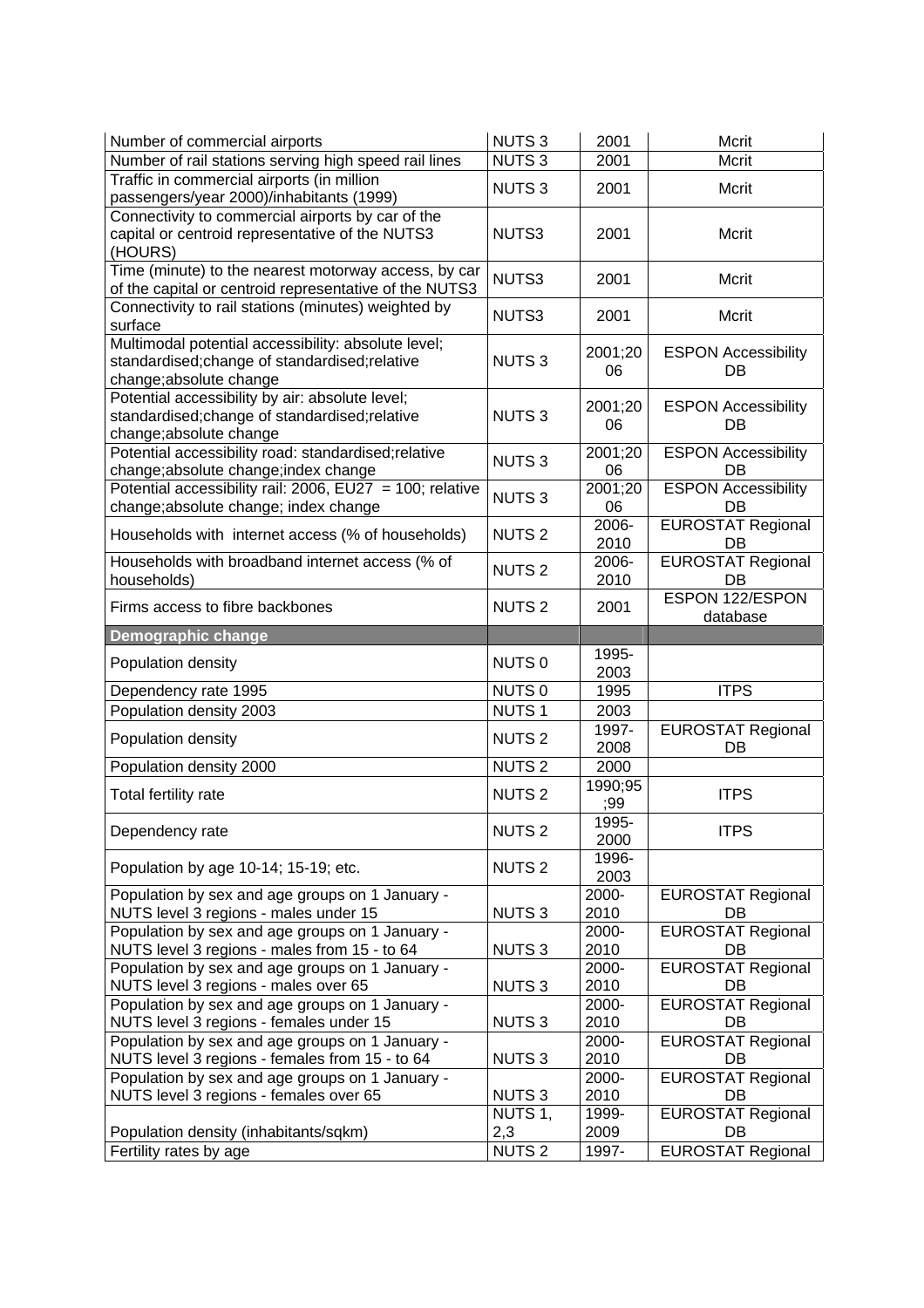| Number of commercial airports | NUTS 3 | 2001 | Mcrit |
|---|---|---|---|
| Number of rail stations serving high speed rail lines | NUTS 3 | 2001 | Mcrit |
| Traffic in commercial airports (in million passengers/year 2000)/inhabitants (1999) | NUTS 3 | 2001 | Mcrit |
| Connectivity to commercial airports by car of the capital or centroid representative of the NUTS3 (HOURS) | NUTS3 | 2001 | Mcrit |
| Time (minute) to the nearest motorway access, by car of the capital or centroid representative of the NUTS3 | NUTS3 | 2001 | Mcrit |
| Connectivity to rail stations (minutes) weighted by surface | NUTS3 | 2001 | Mcrit |
| Multimodal potential accessibility: absolute level; standardised;change of standardised;relative change;absolute change | NUTS 3 | 2001;2006 | ESPON Accessibility DB |
| Potential accessibility by air: absolute level; standardised;change of standardised;relative change;absolute change | NUTS 3 | 2001;2006 | ESPON Accessibility DB |
| Potential accessibility road: standardised;relative change;absolute change;index change | NUTS 3 | 2001;2006 | ESPON Accessibility DB |
| Potential accessibility rail: 2006, EU27 = 100; relative change;absolute change; index change | NUTS 3 | 2001;2006 | ESPON Accessibility DB |
| Households with internet access (% of households) | NUTS 2 | 2006-2010 | EUROSTAT Regional DB |
| Households with broadband internet access (% of households) | NUTS 2 | 2006-2010 | EUROSTAT Regional DB |
| Firms access to fibre backbones | NUTS 2 | 2001 | ESPON 122/ESPON database |
| **Demographic change** | | | |
| Population density | NUTS 0 | 1995-2003 | |
| Dependency rate 1995 | NUTS 0 | 1995 | ITPS |
| Population density 2003 | NUTS 1 | 2003 | |
| Population density | NUTS 2 | 1997-2008 | EUROSTAT Regional DB |
| Population density 2000 | NUTS 2 | 2000 | |
| Total fertility rate | NUTS 2 | 1990;95;99 | ITPS |
| Dependency rate | NUTS 2 | 1995-2000 | ITPS |
| Population by age 10-14; 15-19; etc. | NUTS 2 | 1996-2003 | |
| Population by sex and age groups on 1 January - NUTS level 3 regions - males under 15 | NUTS 3 | 2000-2010 | EUROSTAT Regional DB |
| Population by sex and age groups on 1 January - NUTS level 3 regions - males from 15 - to 64 | NUTS 3 | 2000-2010 | EUROSTAT Regional DB |
| Population by sex and age groups on 1 January - NUTS level 3 regions - males over 65 | NUTS 3 | 2000-2010 | EUROSTAT Regional DB |
| Population by sex and age groups on 1 January - NUTS level 3 regions - females under 15 | NUTS 3 | 2000-2010 | EUROSTAT Regional DB |
| Population by sex and age groups on 1 January - NUTS level 3 regions - females from 15 - to 64 | NUTS 3 | 2000-2010 | EUROSTAT Regional DB |
| Population by sex and age groups on 1 January - NUTS level 3 regions - females over 65 | NUTS 3 | 2000-2010 | EUROSTAT Regional DB |
| Population density (inhabitants/sqkm) | NUTS 1, 2,3 | 1999-2009 | EUROSTAT Regional DB |
| Fertility rates by age | NUTS 2 | 1997- | EUROSTAT Regional |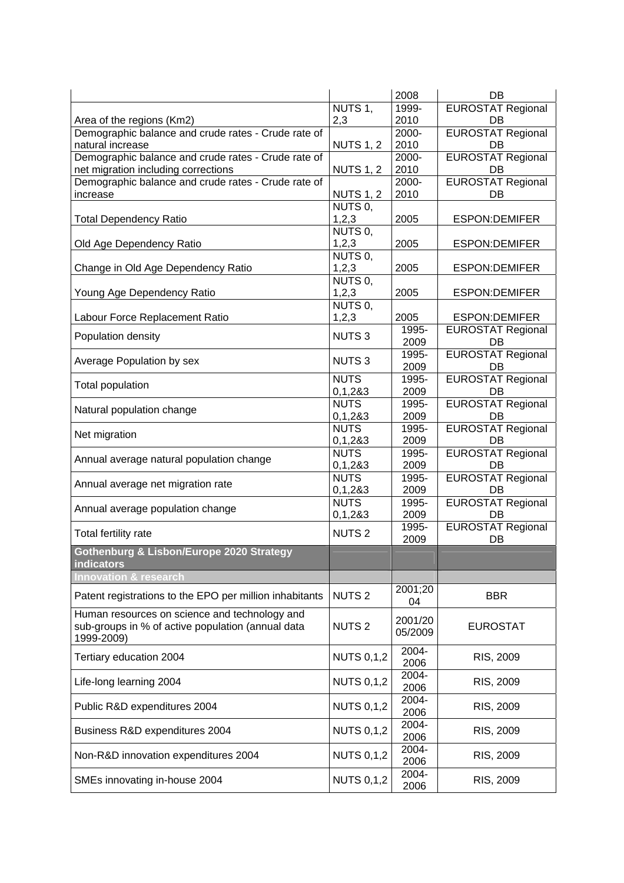| | | 2008 | DB |
|---|---|---|---|
| Area of the regions (Km2) | NUTS 1, 2,3 | 1999-2010 | EUROSTAT Regional DB |
| Demographic balance and crude rates - Crude rate of natural increase | NUTS 1, 2 | 2000-2010 | EUROSTAT Regional DB |
| Demographic balance and crude rates - Crude rate of net migration including corrections | NUTS 1, 2 | 2000-2010 | EUROSTAT Regional DB |
| Demographic balance and crude rates - Crude rate of increase | NUTS 1, 2 | 2000-2010 | EUROSTAT Regional DB |
| Total Dependency Ratio | NUTS 0, 1,2,3 | 2005 | ESPON:DEMIFER |
| Old Age Dependency Ratio | NUTS 0, 1,2,3 | 2005 | ESPON:DEMIFER |
| Change in Old Age Dependency Ratio | NUTS 0, 1,2,3 | 2005 | ESPON:DEMIFER |
| Young Age Dependency Ratio | NUTS 0, 1,2,3 | 2005 | ESPON:DEMIFER |
| Labour Force Replacement Ratio | NUTS 0, 1,2,3 | 2005 | ESPON:DEMIFER |
| Population density | NUTS 3 | 1995-2009 | EUROSTAT Regional DB |
| Average Population by sex | NUTS 3 | 1995-2009 | EUROSTAT Regional DB |
| Total population | NUTS 0,1,2&3 | 1995-2009 | EUROSTAT Regional DB |
| Natural population change | NUTS 0,1,2&3 | 1995-2009 | EUROSTAT Regional DB |
| Net migration | NUTS 0,1,2&3 | 1995-2009 | EUROSTAT Regional DB |
| Annual average natural population change | NUTS 0,1,2&3 | 1995-2009 | EUROSTAT Regional DB |
| Annual average net migration rate | NUTS 0,1,2&3 | 1995-2009 | EUROSTAT Regional DB |
| Annual average population change | NUTS 0,1,2&3 | 1995-2009 | EUROSTAT Regional DB |
| Total fertility rate | NUTS 2 | 1995-2009 | EUROSTAT Regional DB |
| **Gothenburg & Lisbon/Europe 2020 Strategy indicators** | | | |
| **Innovation & research** | | | |
| Patent registrations to the EPO per million inhabitants | NUTS 2 | 2001;2004 | BBR |
| Human resources on science and technology and sub-groups in % of active population (annual data 1999-2009) | NUTS 2 | 2001/2005/2009 | EUROSTAT |
| Tertiary education 2004 | NUTS 0,1,2 | 2004-2006 | RIS, 2009 |
| Life-long learning 2004 | NUTS 0,1,2 | 2004-2006 | RIS, 2009 |
| Public R&D expenditures 2004 | NUTS 0,1,2 | 2004-2006 | RIS, 2009 |
| Business R&D expenditures 2004 | NUTS 0,1,2 | 2004-2006 | RIS, 2009 |
| Non-R&D innovation expenditures 2004 | NUTS 0,1,2 | 2004-2006 | RIS, 2009 |
| SMEs innovating in-house 2004 | NUTS 0,1,2 | 2004-2006 | RIS, 2009 |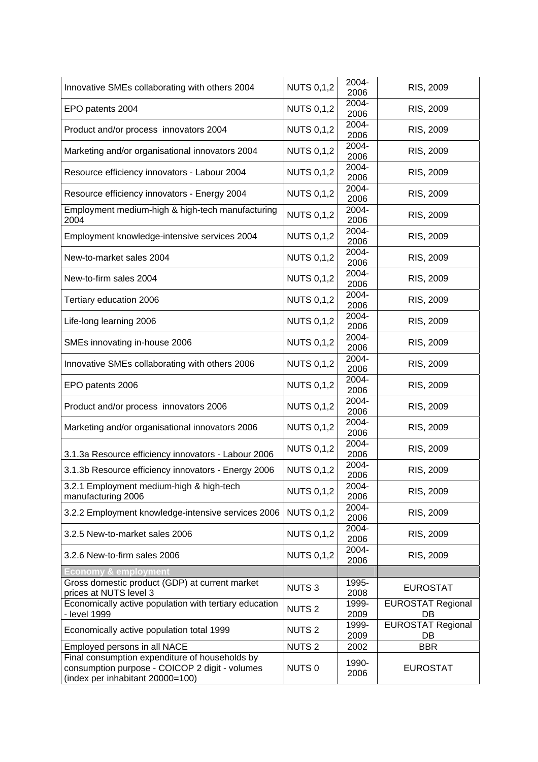| | | | |
|---|---|---|---|
| Innovative SMEs collaborating with others 2004 | NUTS 0,1,2 | 2004-2006 | RIS, 2009 |
| EPO patents 2004 | NUTS 0,1,2 | 2004-2006 | RIS, 2009 |
| Product and/or process innovators 2004 | NUTS 0,1,2 | 2004-2006 | RIS, 2009 |
| Marketing and/or organisational innovators 2004 | NUTS 0,1,2 | 2004-2006 | RIS, 2009 |
| Resource efficiency innovators - Labour 2004 | NUTS 0,1,2 | 2004-2006 | RIS, 2009 |
| Resource efficiency innovators - Energy 2004 | NUTS 0,1,2 | 2004-2006 | RIS, 2009 |
| Employment medium-high & high-tech manufacturing 2004 | NUTS 0,1,2 | 2004-2006 | RIS, 2009 |
| Employment knowledge-intensive services 2004 | NUTS 0,1,2 | 2004-2006 | RIS, 2009 |
| New-to-market sales 2004 | NUTS 0,1,2 | 2004-2006 | RIS, 2009 |
| New-to-firm sales 2004 | NUTS 0,1,2 | 2004-2006 | RIS, 2009 |
| Tertiary education 2006 | NUTS 0,1,2 | 2004-2006 | RIS, 2009 |
| Life-long learning 2006 | NUTS 0,1,2 | 2004-2006 | RIS, 2009 |
| SMEs innovating in-house 2006 | NUTS 0,1,2 | 2004-2006 | RIS, 2009 |
| Innovative SMEs collaborating with others 2006 | NUTS 0,1,2 | 2004-2006 | RIS, 2009 |
| EPO patents 2006 | NUTS 0,1,2 | 2004-2006 | RIS, 2009 |
| Product and/or process innovators 2006 | NUTS 0,1,2 | 2004-2006 | RIS, 2009 |
| Marketing and/or organisational innovators 2006 | NUTS 0,1,2 | 2004-2006 | RIS, 2009 |
| 3.1.3a Resource efficiency innovators - Labour 2006 | NUTS 0,1,2 | 2004-2006 | RIS, 2009 |
| 3.1.3b Resource efficiency innovators - Energy 2006 | NUTS 0,1,2 | 2004-2006 | RIS, 2009 |
| 3.2.1 Employment medium-high & high-tech manufacturing 2006 | NUTS 0,1,2 | 2004-2006 | RIS, 2009 |
| 3.2.2 Employment knowledge-intensive services 2006 | NUTS 0,1,2 | 2004-2006 | RIS, 2009 |
| 3.2.5 New-to-market sales 2006 | NUTS 0,1,2 | 2004-2006 | RIS, 2009 |
| 3.2.6 New-to-firm sales 2006 | NUTS 0,1,2 | 2004-2006 | RIS, 2009 |
| **Economy & employment** | | | |
| Gross domestic product (GDP) at current market prices at NUTS level 3 | NUTS 3 | 1995-2008 | EUROSTAT |
| Economically active population with tertiary education - level 1999 | NUTS 2 | 1999-2009 | EUROSTAT Regional DB |
| Economically active population total 1999 | NUTS 2 | 1999-2009 | EUROSTAT Regional DB |
| Employed persons in all NACE | NUTS 2 | 2002 | BBR |
| Final consumption expenditure of households by consumption purpose - COICOP 2 digit - volumes (index per inhabitant 20000=100) | NUTS 0 | 1990-2006 | EUROSTAT |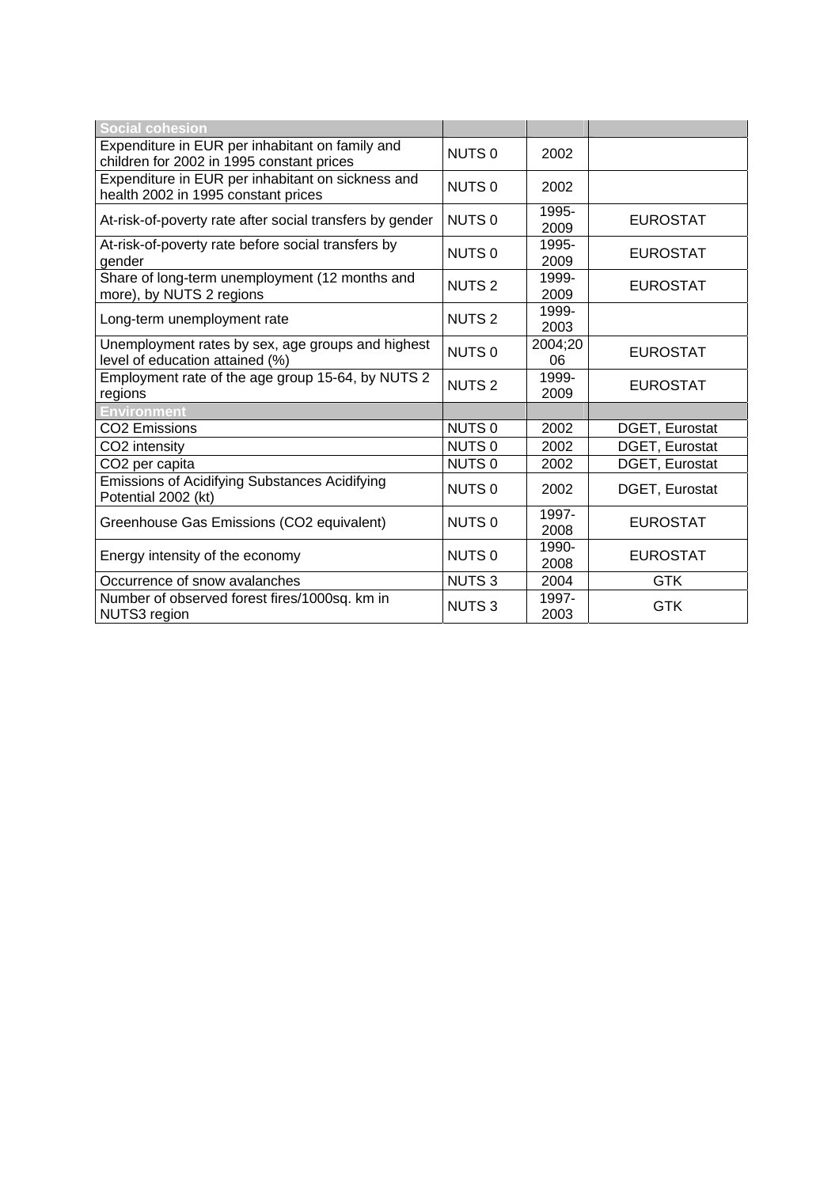| | | | |
|---|---|---|---|
| **Social cohesion** | | | |
| Expenditure in EUR per inhabitant on family and children for 2002 in 1995 constant prices | NUTS 0 | 2002 | |
| Expenditure in EUR per inhabitant on sickness and health 2002 in 1995 constant prices | NUTS 0 | 2002 | |
| At-risk-of-poverty rate after social transfers by gender | NUTS 0 | 1995-2009 | EUROSTAT |
| At-risk-of-poverty rate before social transfers by gender | NUTS 0 | 1995-2009 | EUROSTAT |
| Share of long-term unemployment (12 months and more), by NUTS 2 regions | NUTS 2 | 1999-2009 | EUROSTAT |
| Long-term unemployment rate | NUTS 2 | 1999-2003 | |
| Unemployment rates by sex, age groups and highest level of education attained (%) | NUTS 0 | 2004;2006 | EUROSTAT |
| Employment rate of the age group 15-64, by NUTS 2 regions | NUTS 2 | 1999-2009 | EUROSTAT |
| **Environment** | | | |
| $CO_2$ Emissions | NUTS 0 | 2002 | DGET, Eurostat |
| $CO_2$ intensity | NUTS 0 | 2002 | DGET, Eurostat |
| $CO_2$ per capita | NUTS 0 | 2002 | DGET, Eurostat |
| Emissions of Acidifying Substances Acidifying Potential 2002 (kt) | NUTS 0 | 2002 | DGET, Eurostat |
| Greenhouse Gas Emissions ($CO_2$ equivalent) | NUTS 0 | 1997-2008 | EUROSTAT |
| Energy intensity of the economy | NUTS 0 | 1990-2008 | EUROSTAT |
| Occurrence of snow avalanches | NUTS 3 | 2004 | GTK |
| Number of observed forest fires/1000sq. km in NUTS3 region | NUTS 3 | 1997-2003 | GTK |